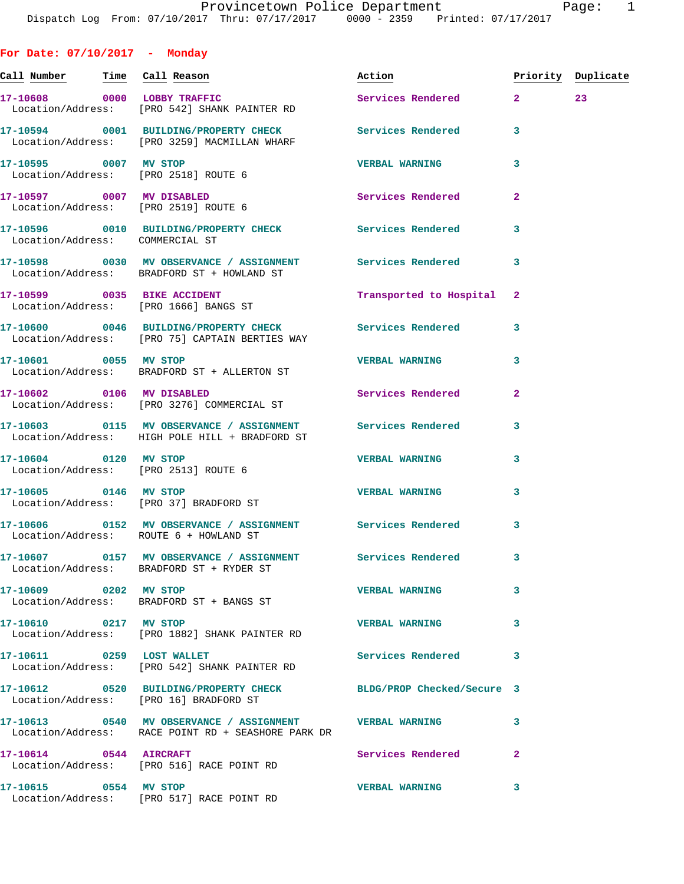Provincetown Police Department
Dispatch Log From: 07/10/2017 Thru: 07/17/2017 0000 - 2359 Printed: 07/17/2017

## For Date: 07/10/2017 - Monday

| Call Number | Time | Call Reason | Action | Priority | Duplicate |
|---|---|---|---|---|---|
| 17-10608 | 0000 | LOBBY TRAFFIC | Services Rendered | 2 | 23 |
| Location/Address: | | [PRO 542] SHANK PAINTER RD | | | |
| 17-10594 | 0001 | BUILDING/PROPERTY CHECK | Services Rendered | 3 | |
| Location/Address: | | [PRO 3259] MACMILLAN WHARF | | | |
| 17-10595 | 0007 | MV STOP | VERBAL WARNING | 3 | |
| Location/Address: | | [PRO 2518] ROUTE 6 | | | |
| 17-10597 | 0007 | MV DISABLED | Services Rendered | 2 | |
| Location/Address: | | [PRO 2519] ROUTE 6 | | | |
| 17-10596 | 0010 | BUILDING/PROPERTY CHECK | Services Rendered | 3 | |
| Location/Address: | | COMMERCIAL ST | | | |
| 17-10598 | 0030 | MV OBSERVANCE / ASSIGNMENT | Services Rendered | 3 | |
| Location/Address: | | BRADFORD ST + HOWLAND ST | | | |
| 17-10599 | 0035 | BIKE ACCIDENT | Transported to Hospital | 2 | |
| Location/Address: | | [PRO 1666] BANGS ST | | | |
| 17-10600 | 0046 | BUILDING/PROPERTY CHECK | Services Rendered | 3 | |
| Location/Address: | | [PRO 75] CAPTAIN BERTIES WAY | | | |
| 17-10601 | 0055 | MV STOP | VERBAL WARNING | 3 | |
| Location/Address: | | BRADFORD ST + ALLERTON ST | | | |
| 17-10602 | 0106 | MV DISABLED | Services Rendered | 2 | |
| Location/Address: | | [PRO 3276] COMMERCIAL ST | | | |
| 17-10603 | 0115 | MV OBSERVANCE / ASSIGNMENT | Services Rendered | 3 | |
| Location/Address: | | HIGH POLE HILL + BRADFORD ST | | | |
| 17-10604 | 0120 | MV STOP | VERBAL WARNING | 3 | |
| Location/Address: | | [PRO 2513] ROUTE 6 | | | |
| 17-10605 | 0146 | MV STOP | VERBAL WARNING | 3 | |
| Location/Address: | | [PRO 37] BRADFORD ST | | | |
| 17-10606 | 0152 | MV OBSERVANCE / ASSIGNMENT | Services Rendered | 3 | |
| Location/Address: | | ROUTE 6 + HOWLAND ST | | | |
| 17-10607 | 0157 | MV OBSERVANCE / ASSIGNMENT | Services Rendered | 3 | |
| Location/Address: | | BRADFORD ST + RYDER ST | | | |
| 17-10609 | 0202 | MV STOP | VERBAL WARNING | 3 | |
| Location/Address: | | BRADFORD ST + BANGS ST | | | |
| 17-10610 | 0217 | MV STOP | VERBAL WARNING | 3 | |
| Location/Address: | | [PRO 1882] SHANK PAINTER RD | | | |
| 17-10611 | 0259 | LOST WALLET | Services Rendered | 3 | |
| Location/Address: | | [PRO 542] SHANK PAINTER RD | | | |
| 17-10612 | 0520 | BUILDING/PROPERTY CHECK | BLDG/PROP Checked/Secure | 3 | |
| Location/Address: | | [PRO 16] BRADFORD ST | | | |
| 17-10613 | 0540 | MV OBSERVANCE / ASSIGNMENT | VERBAL WARNING | 3 | |
| Location/Address: | | RACE POINT RD + SEASHORE PARK DR | | | |
| 17-10614 | 0544 | AIRCRAFT | Services Rendered | 2 | |
| Location/Address: | | [PRO 516] RACE POINT RD | | | |
| 17-10615 | 0554 | MV STOP | VERBAL WARNING | 3 | |
| Location/Address: | | [PRO 517] RACE POINT RD | | | |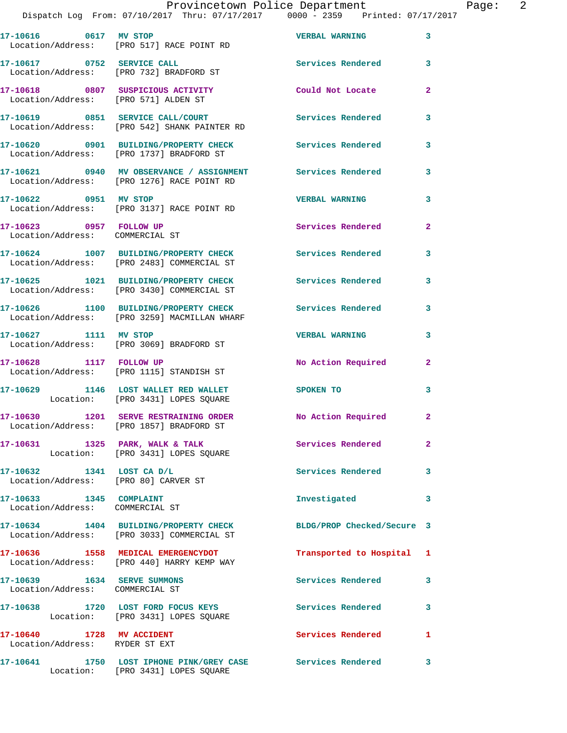| Call Number | Time | Call Reason | Action | Priority |
|---|---|---|---|---|
| 17-10616 | 0617 | MV STOP | VERBAL WARNING | 3 |
| Location/Address: [PRO 517] RACE POINT RD | | | | |
| 17-10617 | 0752 | SERVICE CALL | Services Rendered | 3 |
| Location/Address: [PRO 732] BRADFORD ST | | | | |
| 17-10618 | 0807 | SUSPICIOUS ACTIVITY | Could Not Locate | 2 |
| Location/Address: [PRO 571] ALDEN ST | | | | |
| 17-10619 | 0851 | SERVICE CALL/COURT | Services Rendered | 3 |
| Location/Address: [PRO 542] SHANK PAINTER RD | | | | |
| 17-10620 | 0901 | BUILDING/PROPERTY CHECK | Services Rendered | 3 |
| Location/Address: [PRO 1737] BRADFORD ST | | | | |
| 17-10621 | 0940 | MV OBSERVANCE / ASSIGNMENT | Services Rendered | 3 |
| Location/Address: [PRO 1276] RACE POINT RD | | | | |
| 17-10622 | 0951 | MV STOP | VERBAL WARNING | 3 |
| Location/Address: [PRO 3137] RACE POINT RD | | | | |
| 17-10623 | 0957 | FOLLOW UP | Services Rendered | 2 |
| Location/Address: COMMERCIAL ST | | | | |
| 17-10624 | 1007 | BUILDING/PROPERTY CHECK | Services Rendered | 3 |
| Location/Address: [PRO 2483] COMMERCIAL ST | | | | |
| 17-10625 | 1021 | BUILDING/PROPERTY CHECK | Services Rendered | 3 |
| Location/Address: [PRO 3430] COMMERCIAL ST | | | | |
| 17-10626 | 1100 | BUILDING/PROPERTY CHECK | Services Rendered | 3 |
| Location/Address: [PRO 3259] MACMILLAN WHARF | | | | |
| 17-10627 | 1111 | MV STOP | VERBAL WARNING | 3 |
| Location/Address: [PRO 3069] BRADFORD ST | | | | |
| 17-10628 | 1117 | FOLLOW UP | No Action Required | 2 |
| Location/Address: [PRO 1115] STANDISH ST | | | | |
| 17-10629 | 1146 | LOST WALLET RED WALLET | SPOKEN TO | 3 |
| Location: [PRO 3431] LOPES SQUARE | | | | |
| 17-10630 | 1201 | SERVE RESTRAINING ORDER | No Action Required | 2 |
| Location/Address: [PRO 1857] BRADFORD ST | | | | |
| 17-10631 | 1325 | PARK, WALK & TALK | Services Rendered | 2 |
| Location: [PRO 3431] LOPES SQUARE | | | | |
| 17-10632 | 1341 | LOST CA D/L | Services Rendered | 3 |
| Location/Address: [PRO 80] CARVER ST | | | | |
| 17-10633 | 1345 | COMPLAINT | Investigated | 3 |
| Location/Address: COMMERCIAL ST | | | | |
| 17-10634 | 1404 | BUILDING/PROPERTY CHECK | BLDG/PROP Checked/Secure | 3 |
| Location/Address: [PRO 3033] COMMERCIAL ST | | | | |
| 17-10636 | 1558 | MEDICAL EMERGENCYDOT | Transported to Hospital | 1 |
| Location/Address: [PRO 440] HARRY KEMP WAY | | | | |
| 17-10639 | 1634 | SERVE SUMMONS | Services Rendered | 3 |
| Location/Address: COMMERCIAL ST | | | | |
| 17-10638 | 1720 | LOST FORD FOCUS KEYS | Services Rendered | 3 |
| Location: [PRO 3431] LOPES SQUARE | | | | |
| 17-10640 | 1728 | MV ACCIDENT | Services Rendered | 1 |
| Location/Address: RYDER ST EXT | | | | |
| 17-10641 | 1750 | LOST IPHONE PINK/GREY CASE | Services Rendered | 3 |
| Location: [PRO 3431] LOPES SQUARE | | | | |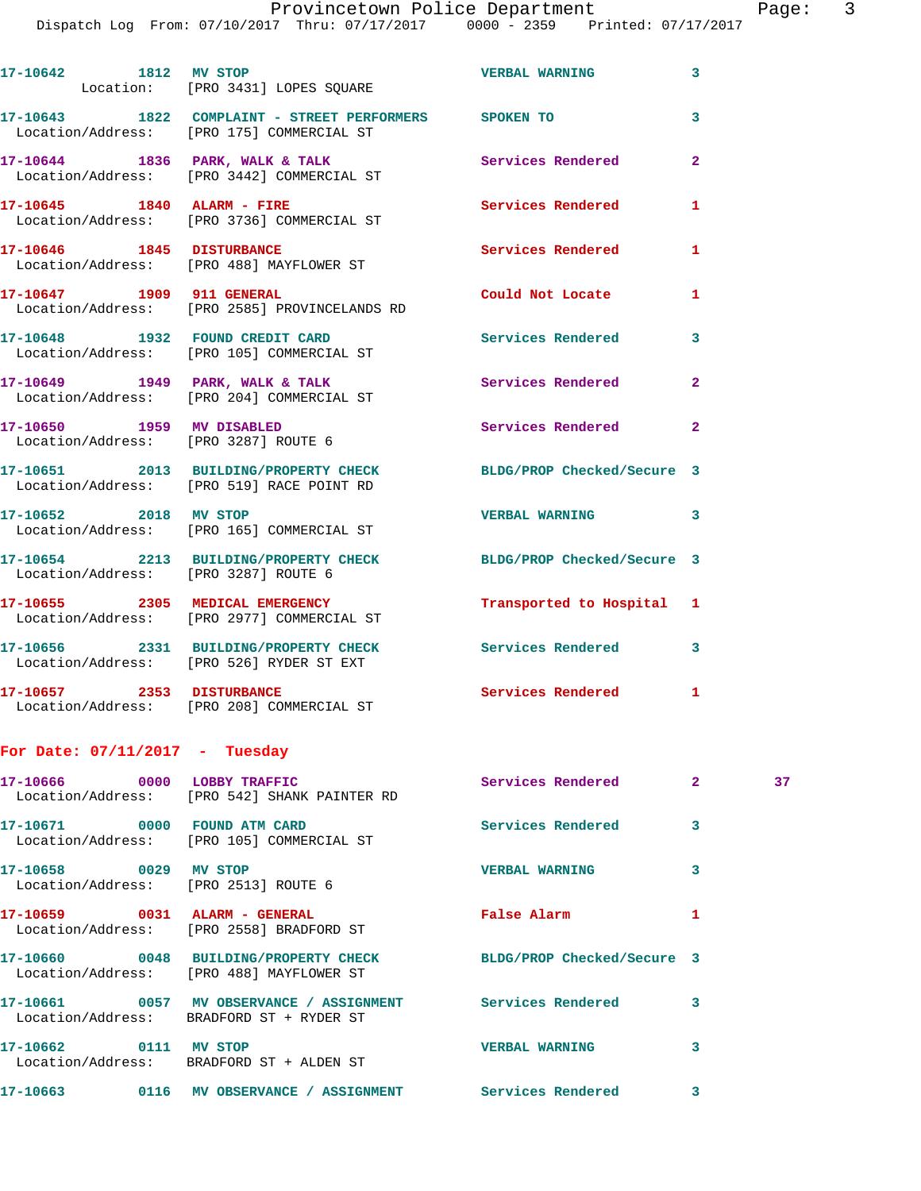17-10642 1812 MV STOP VERBAL WARNING 3
Location: [PRO 3431] LOPES SQUARE

17-10643 1822 COMPLAINT - STREET PERFORMERS SPOKEN TO 3
Location/Address: [PRO 175] COMMERCIAL ST

17-10644 1836 PARK, WALK & TALK Services Rendered 2
Location/Address: [PRO 3442] COMMERCIAL ST

17-10645 1840 ALARM - FIRE Services Rendered 1
Location/Address: [PRO 3736] COMMERCIAL ST

17-10646 1845 DISTURBANCE Services Rendered 1
Location/Address: [PRO 488] MAYFLOWER ST

17-10647 1909 911 GENERAL Could Not Locate 1
Location/Address: [PRO 2585] PROVINCELANDS RD

17-10648 1932 FOUND CREDIT CARD Services Rendered 3
Location/Address: [PRO 105] COMMERCIAL ST

17-10649 1949 PARK, WALK & TALK Services Rendered 2
Location/Address: [PRO 204] COMMERCIAL ST

17-10650 1959 MV DISABLED Services Rendered 2
Location/Address: [PRO 3287] ROUTE 6

17-10651 2013 BUILDING/PROPERTY CHECK BLDG/PROP Checked/Secure 3
Location/Address: [PRO 519] RACE POINT RD

17-10652 2018 MV STOP VERBAL WARNING 3
Location/Address: [PRO 165] COMMERCIAL ST

17-10654 2213 BUILDING/PROPERTY CHECK BLDG/PROP Checked/Secure 3
Location/Address: [PRO 3287] ROUTE 6

17-10655 2305 MEDICAL EMERGENCY Transported to Hospital 1
Location/Address: [PRO 2977] COMMERCIAL ST

17-10656 2331 BUILDING/PROPERTY CHECK Services Rendered 3
Location/Address: [PRO 526] RYDER ST EXT

17-10657 2353 DISTURBANCE Services Rendered 1
Location/Address: [PRO 208] COMMERCIAL ST

**For Date: 07/11/2017 - Tuesday**

17-10666 0000 LOBBY TRAFFIC Services Rendered 2 37
Location/Address: [PRO 542] SHANK PAINTER RD

17-10671 0000 FOUND ATM CARD Services Rendered 3
Location/Address: [PRO 105] COMMERCIAL ST

17-10658 0029 MV STOP VERBAL WARNING 3
Location/Address: [PRO 2513] ROUTE 6

17-10659 0031 ALARM - GENERAL False Alarm 1
Location/Address: [PRO 2558] BRADFORD ST

17-10660 0048 BUILDING/PROPERTY CHECK BLDG/PROP Checked/Secure 3
Location/Address: [PRO 488] MAYFLOWER ST

17-10661 0057 MV OBSERVANCE / ASSIGNMENT Services Rendered 3
Location/Address: BRADFORD ST + RYDER ST

17-10662 0111 MV STOP VERBAL WARNING 3
Location/Address: BRADFORD ST + ALDEN ST

17-10663 0116 MV OBSERVANCE / ASSIGNMENT Services Rendered 3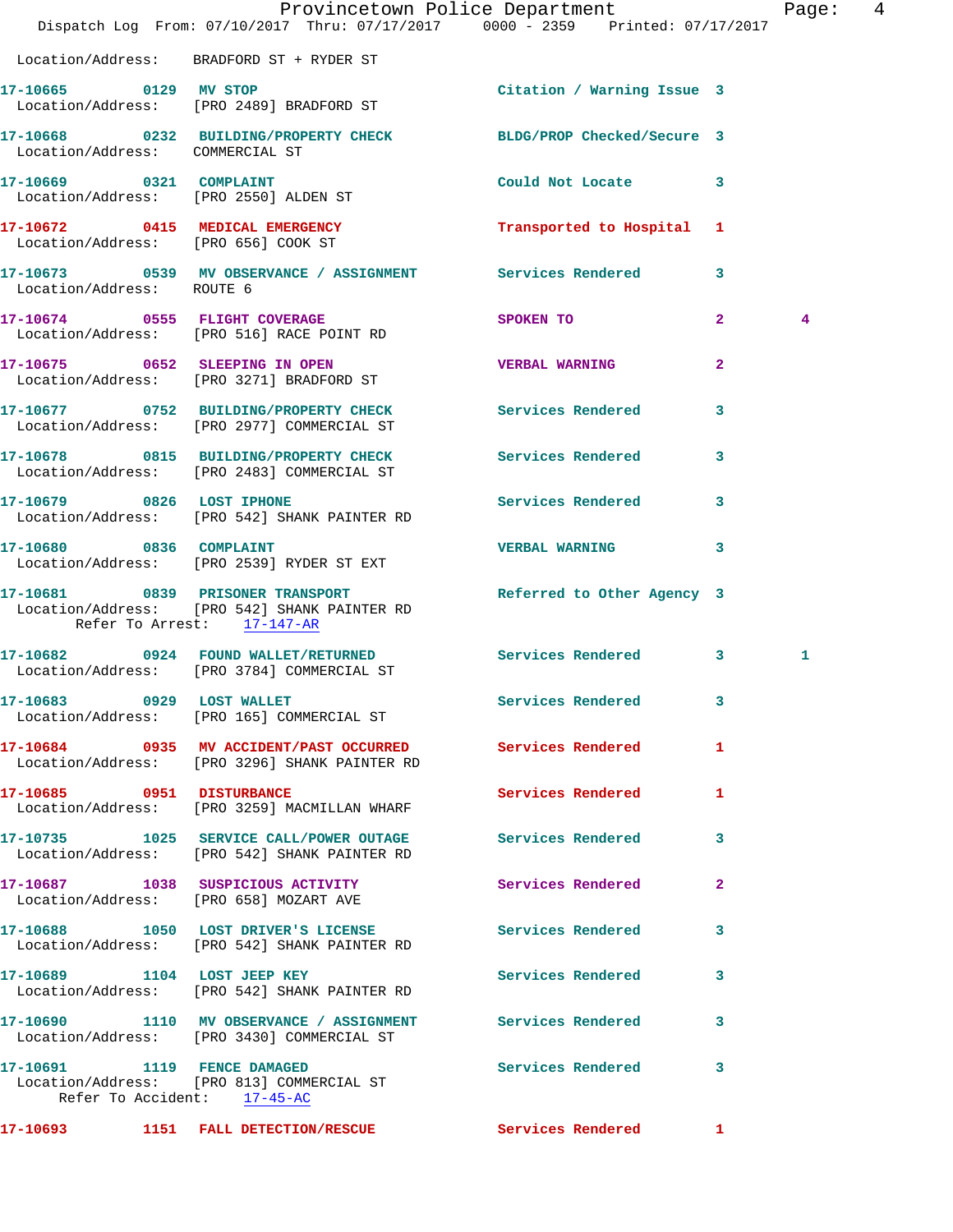Location/Address: BRADFORD ST + RYDER ST

**17-10665 0129 MV STOP** Citation / Warning Issue 3
Location/Address: [PRO 2489] BRADFORD ST

**17-10668 0232 BUILDING/PROPERTY CHECK** BLDG/PROP Checked/Secure 3
Location/Address: COMMERCIAL ST

**17-10669 0321 COMPLAINT** Could Not Locate 3
Location/Address: [PRO 2550] ALDEN ST

**17-10672 0415 MEDICAL EMERGENCY** Transported to Hospital 1
Location/Address: [PRO 656] COOK ST

**17-10673 0539 MV OBSERVANCE / ASSIGNMENT** Services Rendered 3
Location/Address: ROUTE 6

**17-10674 0555 FLIGHT COVERAGE** SPOKEN TO 2 4
Location/Address: [PRO 516] RACE POINT RD

**17-10675 0652 SLEEPING IN OPEN** VERBAL WARNING 2
Location/Address: [PRO 3271] BRADFORD ST

**17-10677 0752 BUILDING/PROPERTY CHECK** Services Rendered 3
Location/Address: [PRO 2977] COMMERCIAL ST

**17-10678 0815 BUILDING/PROPERTY CHECK** Services Rendered 3
Location/Address: [PRO 2483] COMMERCIAL ST

**17-10679 0826 LOST IPHONE** Services Rendered 3
Location/Address: [PRO 542] SHANK PAINTER RD

**17-10680 0836 COMPLAINT** VERBAL WARNING 3
Location/Address: [PRO 2539] RYDER ST EXT

**17-10681 0839 PRISONER TRANSPORT** Referred to Other Agency 3
Location/Address: [PRO 542] SHANK PAINTER RD
Refer To Arrest: 17-147-AR

**17-10682 0924 FOUND WALLET/RETURNED** Services Rendered 3 1
Location/Address: [PRO 3784] COMMERCIAL ST

**17-10683 0929 LOST WALLET** Services Rendered 3
Location/Address: [PRO 165] COMMERCIAL ST

**17-10684 0935 MV ACCIDENT/PAST OCCURRED** Services Rendered 1
Location/Address: [PRO 3296] SHANK PAINTER RD

**17-10685 0951 DISTURBANCE** Services Rendered 1
Location/Address: [PRO 3259] MACMILLAN WHARF

**17-10735 1025 SERVICE CALL/POWER OUTAGE** Services Rendered 3
Location/Address: [PRO 542] SHANK PAINTER RD

**17-10687 1038 SUSPICIOUS ACTIVITY** Services Rendered 2
Location/Address: [PRO 658] MOZART AVE

**17-10688 1050 LOST DRIVER'S LICENSE** Services Rendered 3
Location/Address: [PRO 542] SHANK PAINTER RD

**17-10689 1104 LOST JEEP KEY** Services Rendered 3
Location/Address: [PRO 542] SHANK PAINTER RD

**17-10690 1110 MV OBSERVANCE / ASSIGNMENT** Services Rendered 3
Location/Address: [PRO 3430] COMMERCIAL ST

**17-10691 1119 FENCE DAMAGED** Services Rendered 3
Location/Address: [PRO 813] COMMERCIAL ST
Refer To Accident: 17-45-AC

**17-10693 1151 FALL DETECTION/RESCUE** Services Rendered 1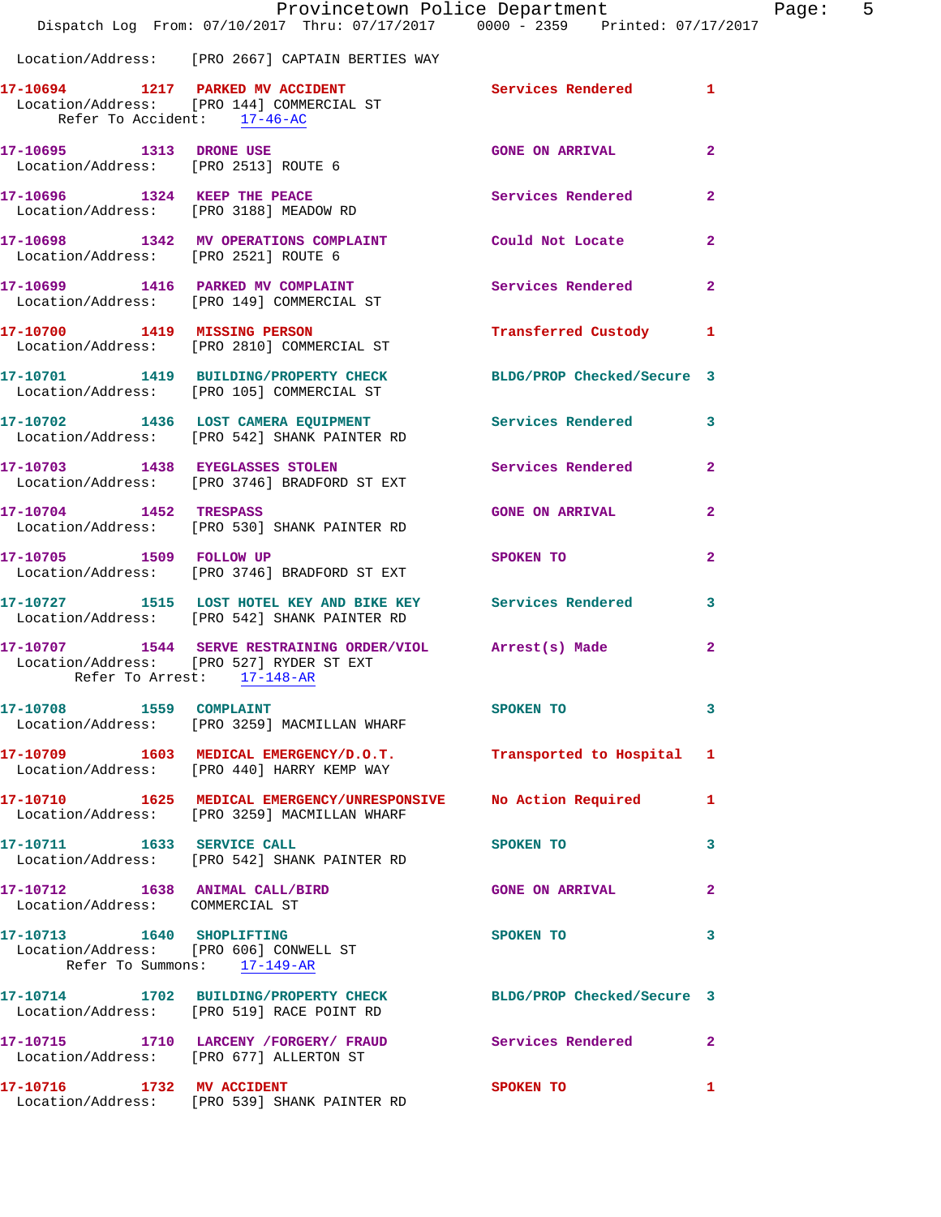Location/Address: [PRO 2667] CAPTAIN BERTIES WAY

**17-10694 1217 PARKED MV ACCIDENT** Services Rendered 1
Location/Address: [PRO 144] COMMERCIAL ST
Refer To Accident: 17-46-AC

**17-10695 1313 DRONE USE** GONE ON ARRIVAL 2
Location/Address: [PRO 2513] ROUTE 6

**17-10696 1324 KEEP THE PEACE** Services Rendered 2
Location/Address: [PRO 3188] MEADOW RD

**17-10698 1342 MV OPERATIONS COMPLAINT** Could Not Locate 2
Location/Address: [PRO 2521] ROUTE 6

**17-10699 1416 PARKED MV COMPLAINT** Services Rendered 2
Location/Address: [PRO 149] COMMERCIAL ST

**17-10700 1419 MISSING PERSON** Transferred Custody 1
Location/Address: [PRO 2810] COMMERCIAL ST

**17-10701 1419 BUILDING/PROPERTY CHECK** BLDG/PROP Checked/Secure 3
Location/Address: [PRO 105] COMMERCIAL ST

**17-10702 1436 LOST CAMERA EQUIPMENT** Services Rendered 3
Location/Address: [PRO 542] SHANK PAINTER RD

**17-10703 1438 EYEGLASSES STOLEN** Services Rendered 2
Location/Address: [PRO 3746] BRADFORD ST EXT

**17-10704 1452 TRESPASS** GONE ON ARRIVAL 2
Location/Address: [PRO 530] SHANK PAINTER RD

**17-10705 1509 FOLLOW UP** SPOKEN TO 2
Location/Address: [PRO 3746] BRADFORD ST EXT

**17-10727 1515 LOST HOTEL KEY AND BIKE KEY** Services Rendered 3
Location/Address: [PRO 542] SHANK PAINTER RD

**17-10707 1544 SERVE RESTRAINING ORDER/VIOL** Arrest(s) Made 2
Location/Address: [PRO 527] RYDER ST EXT
Refer To Arrest: 17-148-AR

**17-10708 1559 COMPLAINT** SPOKEN TO 3
Location/Address: [PRO 3259] MACMILLAN WHARF

**17-10709 1603 MEDICAL EMERGENCY/D.O.T.** Transported to Hospital 1
Location/Address: [PRO 440] HARRY KEMP WAY

**17-10710 1625 MEDICAL EMERGENCY/UNRESPONSIVE** No Action Required 1
Location/Address: [PRO 3259] MACMILLAN WHARF

**17-10711 1633 SERVICE CALL** SPOKEN TO 3
Location/Address: [PRO 542] SHANK PAINTER RD

**17-10712 1638 ANIMAL CALL/BIRD** GONE ON ARRIVAL 2
Location/Address: COMMERCIAL ST

**17-10713 1640 SHOPLIFTING** SPOKEN TO 3
Location/Address: [PRO 606] CONWELL ST
Refer To Summons: 17-149-AR

**17-10714 1702 BUILDING/PROPERTY CHECK** BLDG/PROP Checked/Secure 3
Location/Address: [PRO 519] RACE POINT RD

**17-10715 1710 LARCENY /FORGERY/ FRAUD** Services Rendered 2
Location/Address: [PRO 677] ALLERTON ST

**17-10716 1732 MV ACCIDENT** SPOKEN TO 1
Location/Address: [PRO 539] SHANK PAINTER RD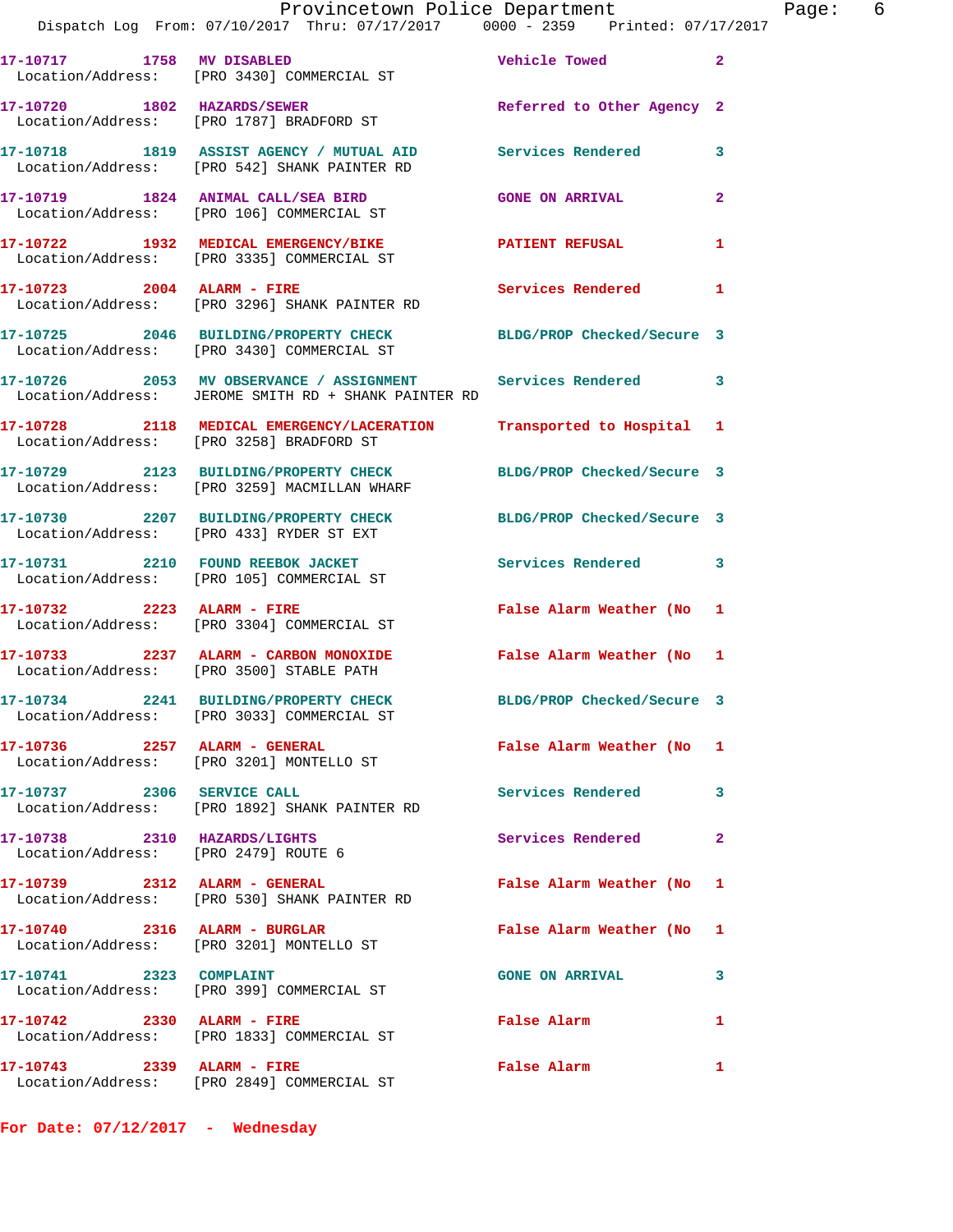17-10717 1758 MV DISABLED Vehicle Towed 2
Location/Address: [PRO 3430] COMMERCIAL ST

17-10720 1802 HAZARDS/SEWER Referred to Other Agency 2
Location/Address: [PRO 1787] BRADFORD ST

17-10718 1819 ASSIST AGENCY / MUTUAL AID Services Rendered 3
Location/Address: [PRO 542] SHANK PAINTER RD

17-10719 1824 ANIMAL CALL/SEA BIRD GONE ON ARRIVAL 2
Location/Address: [PRO 106] COMMERCIAL ST

17-10722 1932 MEDICAL EMERGENCY/BIKE PATIENT REFUSAL 1
Location/Address: [PRO 3335] COMMERCIAL ST

17-10723 2004 ALARM - FIRE Services Rendered 1
Location/Address: [PRO 3296] SHANK PAINTER RD

17-10725 2046 BUILDING/PROPERTY CHECK BLDG/PROP Checked/Secure 3
Location/Address: [PRO 3430] COMMERCIAL ST

17-10726 2053 MV OBSERVANCE / ASSIGNMENT Services Rendered 3
Location/Address: JEROME SMITH RD + SHANK PAINTER RD

17-10728 2118 MEDICAL EMERGENCY/LACERATION Transported to Hospital 1
Location/Address: [PRO 3258] BRADFORD ST

17-10729 2123 BUILDING/PROPERTY CHECK BLDG/PROP Checked/Secure 3
Location/Address: [PRO 3259] MACMILLAN WHARF

17-10730 2207 BUILDING/PROPERTY CHECK BLDG/PROP Checked/Secure 3
Location/Address: [PRO 433] RYDER ST EXT

17-10731 2210 FOUND REEBOK JACKET Services Rendered 3
Location/Address: [PRO 105] COMMERCIAL ST

17-10732 2223 ALARM - FIRE False Alarm Weather (No 1
Location/Address: [PRO 3304] COMMERCIAL ST

17-10733 2237 ALARM - CARBON MONOXIDE False Alarm Weather (No 1
Location/Address: [PRO 3500] STABLE PATH

17-10734 2241 BUILDING/PROPERTY CHECK BLDG/PROP Checked/Secure 3
Location/Address: [PRO 3033] COMMERCIAL ST

17-10736 2257 ALARM - GENERAL False Alarm Weather (No 1
Location/Address: [PRO 3201] MONTELLO ST

17-10737 2306 SERVICE CALL Services Rendered 3
Location/Address: [PRO 1892] SHANK PAINTER RD

17-10738 2310 HAZARDS/LIGHTS Services Rendered 2
Location/Address: [PRO 2479] ROUTE 6

17-10739 2312 ALARM - GENERAL False Alarm Weather (No 1
Location/Address: [PRO 530] SHANK PAINTER RD

17-10740 2316 ALARM - BURGLAR False Alarm Weather (No 1
Location/Address: [PRO 3201] MONTELLO ST

17-10741 2323 COMPLAINT GONE ON ARRIVAL 3
Location/Address: [PRO 399] COMMERCIAL ST

17-10742 2330 ALARM - FIRE False Alarm 1
Location/Address: [PRO 1833] COMMERCIAL ST

17-10743 2339 ALARM - FIRE False Alarm 1
Location/Address: [PRO 2849] COMMERCIAL ST

**For Date: 07/12/2017 - Wednesday**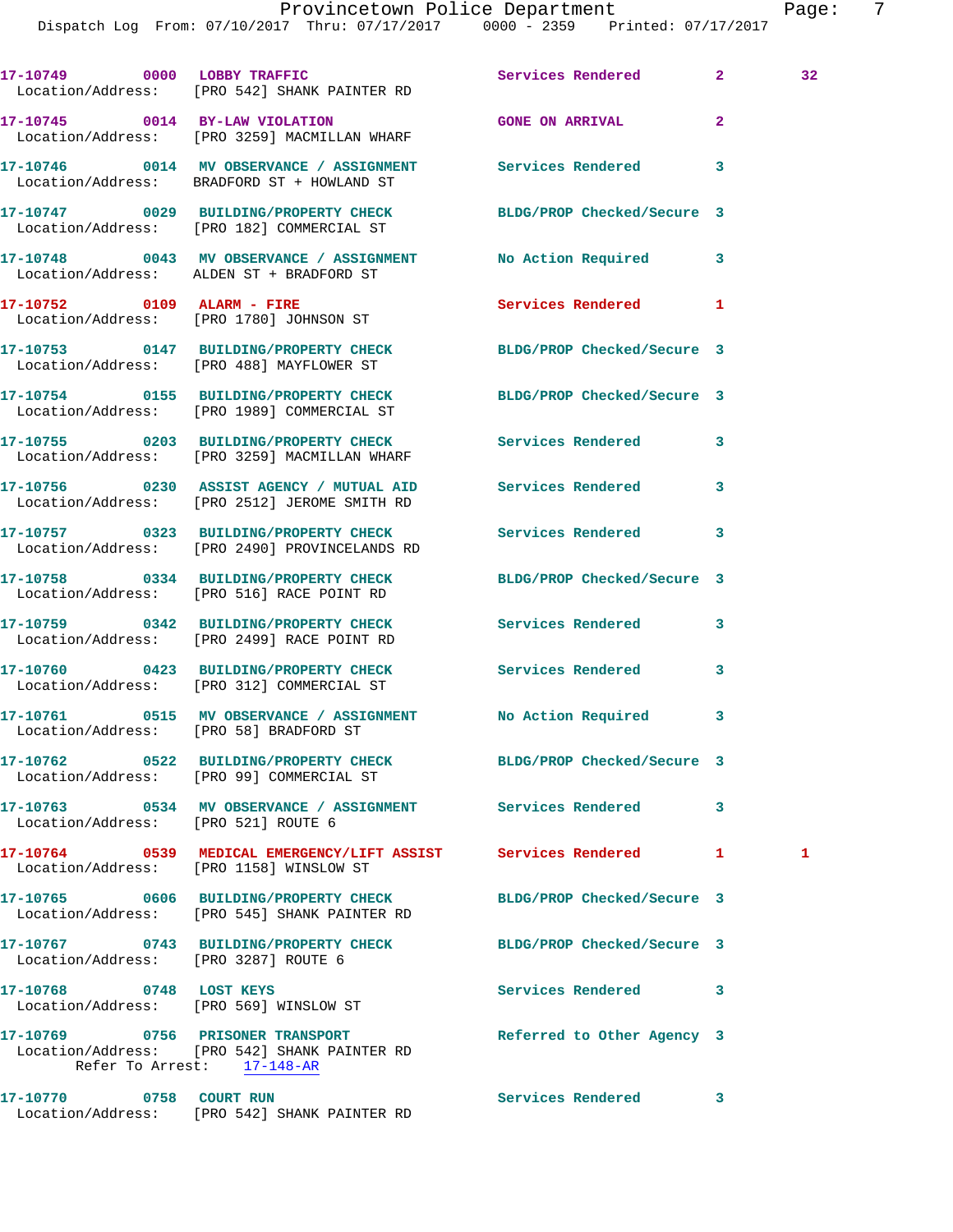17-10749 0000 LOBBY TRAFFIC Services Rendered 2 32
Location/Address: [PRO 542] SHANK PAINTER RD

17-10745 0014 BY-LAW VIOLATION GONE ON ARRIVAL 2
Location/Address: [PRO 3259] MACMILLAN WHARF

17-10746 0014 MV OBSERVANCE / ASSIGNMENT Services Rendered 3
Location/Address: BRADFORD ST + HOWLAND ST

17-10747 0029 BUILDING/PROPERTY CHECK BLDG/PROP Checked/Secure 3
Location/Address: [PRO 182] COMMERCIAL ST

17-10748 0043 MV OBSERVANCE / ASSIGNMENT No Action Required 3
Location/Address: ALDEN ST + BRADFORD ST

17-10752 0109 ALARM - FIRE Services Rendered 1
Location/Address: [PRO 1780] JOHNSON ST

17-10753 0147 BUILDING/PROPERTY CHECK BLDG/PROP Checked/Secure 3
Location/Address: [PRO 488] MAYFLOWER ST

17-10754 0155 BUILDING/PROPERTY CHECK BLDG/PROP Checked/Secure 3
Location/Address: [PRO 1989] COMMERCIAL ST

17-10755 0203 BUILDING/PROPERTY CHECK Services Rendered 3
Location/Address: [PRO 3259] MACMILLAN WHARF

17-10756 0230 ASSIST AGENCY / MUTUAL AID Services Rendered 3
Location/Address: [PRO 2512] JEROME SMITH RD

17-10757 0323 BUILDING/PROPERTY CHECK Services Rendered 3
Location/Address: [PRO 2490] PROVINCELANDS RD

17-10758 0334 BUILDING/PROPERTY CHECK BLDG/PROP Checked/Secure 3
Location/Address: [PRO 516] RACE POINT RD

17-10759 0342 BUILDING/PROPERTY CHECK Services Rendered 3
Location/Address: [PRO 2499] RACE POINT RD

17-10760 0423 BUILDING/PROPERTY CHECK Services Rendered 3
Location/Address: [PRO 312] COMMERCIAL ST

17-10761 0515 MV OBSERVANCE / ASSIGNMENT No Action Required 3
Location/Address: [PRO 58] BRADFORD ST

17-10762 0522 BUILDING/PROPERTY CHECK BLDG/PROP Checked/Secure 3
Location/Address: [PRO 99] COMMERCIAL ST

17-10763 0534 MV OBSERVANCE / ASSIGNMENT Services Rendered 3
Location/Address: [PRO 521] ROUTE 6

17-10764 0539 MEDICAL EMERGENCY/LIFT ASSIST Services Rendered 1 1
Location/Address: [PRO 1158] WINSLOW ST

17-10765 0606 BUILDING/PROPERTY CHECK BLDG/PROP Checked/Secure 3
Location/Address: [PRO 545] SHANK PAINTER RD

17-10767 0743 BUILDING/PROPERTY CHECK BLDG/PROP Checked/Secure 3
Location/Address: [PRO 3287] ROUTE 6

17-10768 0748 LOST KEYS Services Rendered 3
Location/Address: [PRO 569] WINSLOW ST

17-10769 0756 PRISONER TRANSPORT Referred to Other Agency 3
Location/Address: [PRO 542] SHANK PAINTER RD
Refer To Arrest: 17-148-AR

17-10770 0758 COURT RUN Services Rendered 3
Location/Address: [PRO 542] SHANK PAINTER RD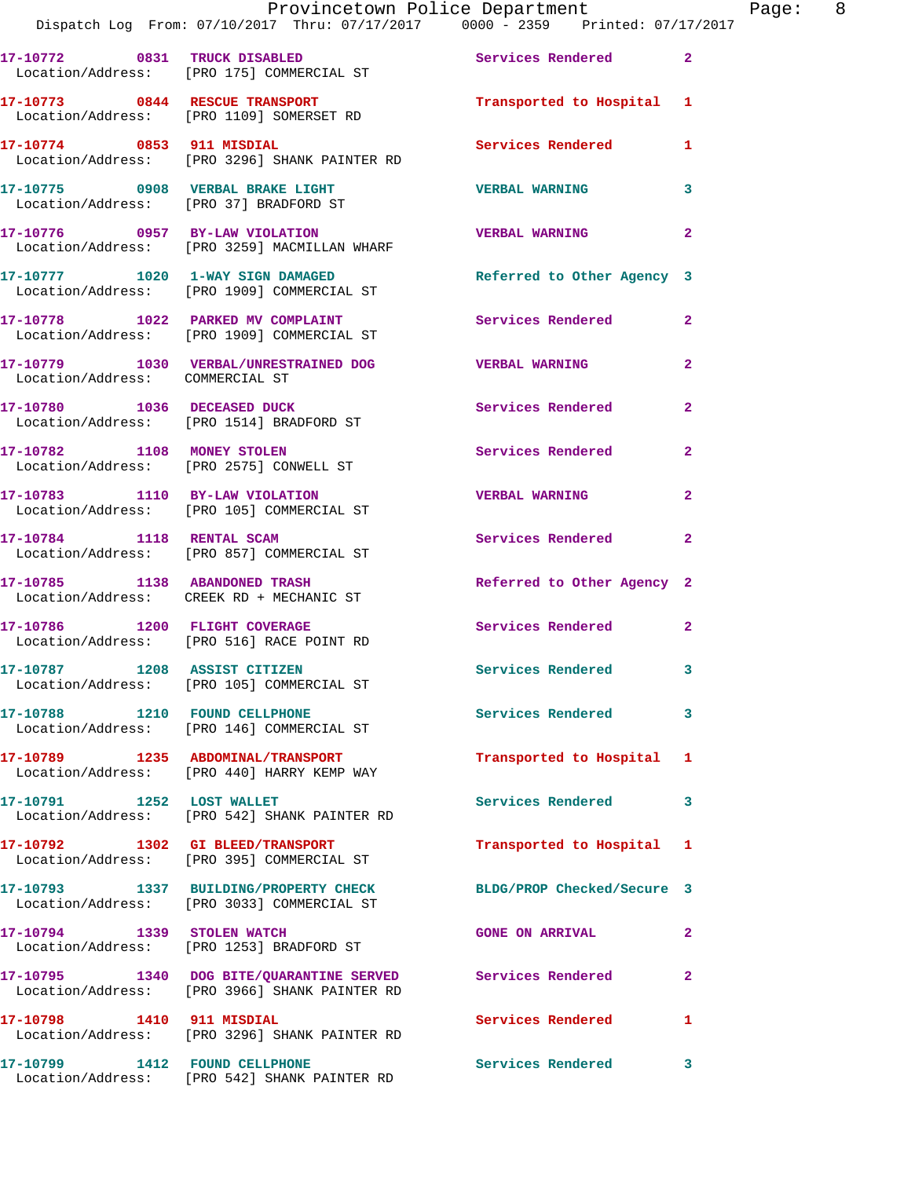| Call # | Time | Call Reason | Action | Priority |
|---|---|---|---|---|
| 17-10772 | 0831 | TRUCK DISABLED | Services Rendered | 2 |
| Location/Address: | | [PRO 175] COMMERCIAL ST | | |
| 17-10773 | 0844 | RESCUE TRANSPORT | Transported to Hospital | 1 |
| Location/Address: | | [PRO 1109] SOMERSET RD | | |
| 17-10774 | 0853 | 911 MISDIAL | Services Rendered | 1 |
| Location/Address: | | [PRO 3296] SHANK PAINTER RD | | |
| 17-10775 | 0908 | VERBAL BRAKE LIGHT | VERBAL WARNING | 3 |
| Location/Address: | | [PRO 37] BRADFORD ST | | |
| 17-10776 | 0957 | BY-LAW VIOLATION | VERBAL WARNING | 2 |
| Location/Address: | | [PRO 3259] MACMILLAN WHARF | | |
| 17-10777 | 1020 | 1-WAY SIGN DAMAGED | Referred to Other Agency | 3 |
| Location/Address: | | [PRO 1909] COMMERCIAL ST | | |
| 17-10778 | 1022 | PARKED MV COMPLAINT | Services Rendered | 2 |
| Location/Address: | | [PRO 1909] COMMERCIAL ST | | |
| 17-10779 | 1030 | VERBAL/UNRESTRAINED DOG | VERBAL WARNING | 2 |
| Location/Address: | | COMMERCIAL ST | | |
| 17-10780 | 1036 | DECEASED DUCK | Services Rendered | 2 |
| Location/Address: | | [PRO 1514] BRADFORD ST | | |
| 17-10782 | 1108 | MONEY STOLEN | Services Rendered | 2 |
| Location/Address: | | [PRO 2575] CONWELL ST | | |
| 17-10783 | 1110 | BY-LAW VIOLATION | VERBAL WARNING | 2 |
| Location/Address: | | [PRO 105] COMMERCIAL ST | | |
| 17-10784 | 1118 | RENTAL SCAM | Services Rendered | 2 |
| Location/Address: | | [PRO 857] COMMERCIAL ST | | |
| 17-10785 | 1138 | ABANDONED TRASH | Referred to Other Agency | 2 |
| Location/Address: | | CREEK RD + MECHANIC ST | | |
| 17-10786 | 1200 | FLIGHT COVERAGE | Services Rendered | 2 |
| Location/Address: | | [PRO 516] RACE POINT RD | | |
| 17-10787 | 1208 | ASSIST CITIZEN | Services Rendered | 3 |
| Location/Address: | | [PRO 105] COMMERCIAL ST | | |
| 17-10788 | 1210 | FOUND CELLPHONE | Services Rendered | 3 |
| Location/Address: | | [PRO 146] COMMERCIAL ST | | |
| 17-10789 | 1235 | ABDOMINAL/TRANSPORT | Transported to Hospital | 1 |
| Location/Address: | | [PRO 440] HARRY KEMP WAY | | |
| 17-10791 | 1252 | LOST WALLET | Services Rendered | 3 |
| Location/Address: | | [PRO 542] SHANK PAINTER RD | | |
| 17-10792 | 1302 | GI BLEED/TRANSPORT | Transported to Hospital | 1 |
| Location/Address: | | [PRO 395] COMMERCIAL ST | | |
| 17-10793 | 1337 | BUILDING/PROPERTY CHECK | BLDG/PROP Checked/Secure | 3 |
| Location/Address: | | [PRO 3033] COMMERCIAL ST | | |
| 17-10794 | 1339 | STOLEN WATCH | GONE ON ARRIVAL | 2 |
| Location/Address: | | [PRO 1253] BRADFORD ST | | |
| 17-10795 | 1340 | DOG BITE/QUARANTINE SERVED | Services Rendered | 2 |
| Location/Address: | | [PRO 3966] SHANK PAINTER RD | | |
| 17-10798 | 1410 | 911 MISDIAL | Services Rendered | 1 |
| Location/Address: | | [PRO 3296] SHANK PAINTER RD | | |
| 17-10799 | 1412 | FOUND CELLPHONE | Services Rendered | 3 |
| Location/Address: | | [PRO 542] SHANK PAINTER RD | | |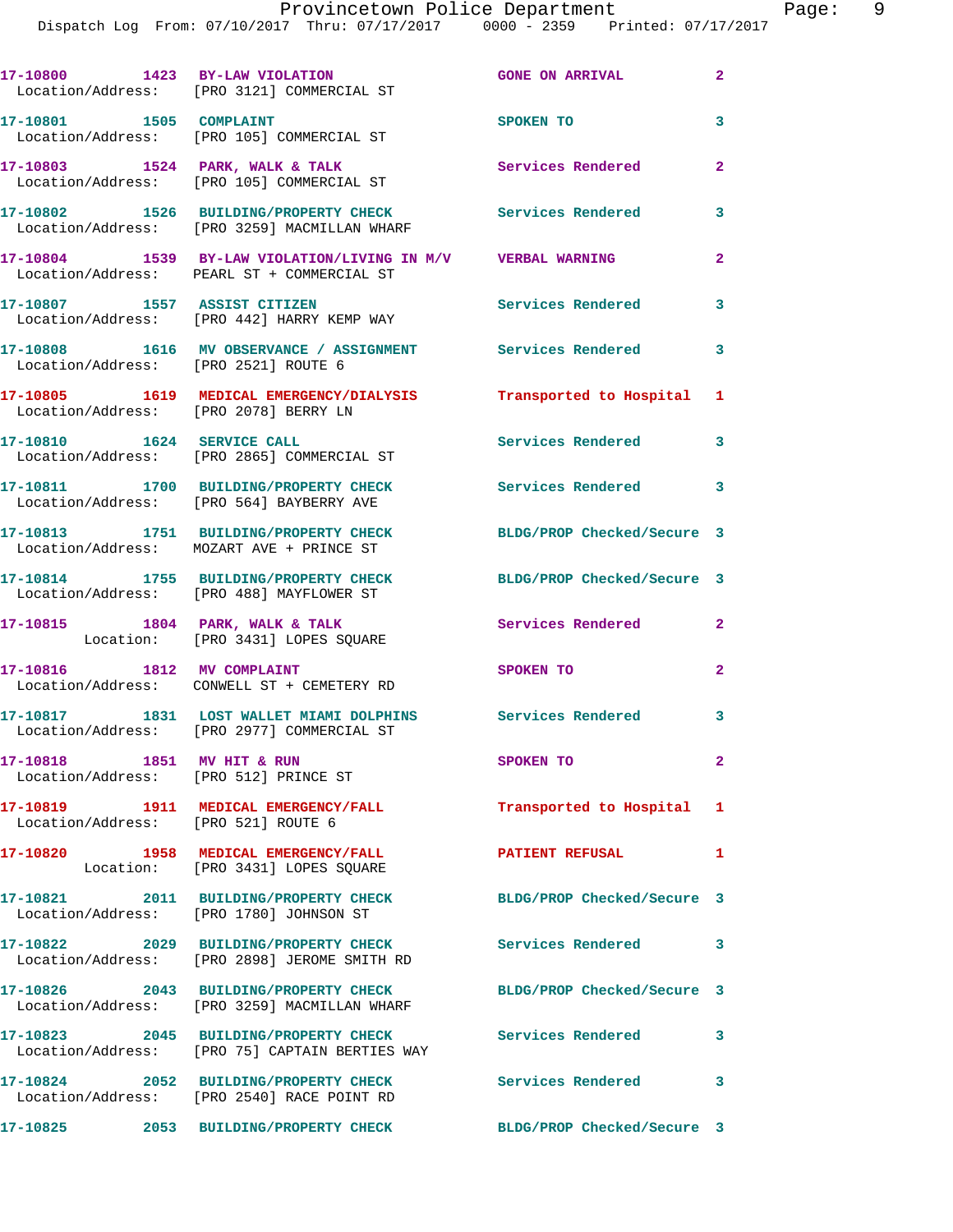17-10800 1423 BY-LAW VIOLATION GONE ON ARRIVAL 2
Location/Address: [PRO 3121] COMMERCIAL ST

17-10801 1505 COMPLAINT SPOKEN TO 3
Location/Address: [PRO 105] COMMERCIAL ST

17-10803 1524 PARK, WALK & TALK Services Rendered 2
Location/Address: [PRO 105] COMMERCIAL ST

17-10802 1526 BUILDING/PROPERTY CHECK Services Rendered 3
Location/Address: [PRO 3259] MACMILLAN WHARF

17-10804 1539 BY-LAW VIOLATION/LIVING IN M/V VERBAL WARNING 2
Location/Address: PEARL ST + COMMERCIAL ST

17-10807 1557 ASSIST CITIZEN Services Rendered 3
Location/Address: [PRO 442] HARRY KEMP WAY

17-10808 1616 MV OBSERVANCE / ASSIGNMENT Services Rendered 3
Location/Address: [PRO 2521] ROUTE 6

17-10805 1619 MEDICAL EMERGENCY/DIALYSIS Transported to Hospital 1
Location/Address: [PRO 2078] BERRY LN

17-10810 1624 SERVICE CALL Services Rendered 3
Location/Address: [PRO 2865] COMMERCIAL ST

17-10811 1700 BUILDING/PROPERTY CHECK Services Rendered 3
Location/Address: [PRO 564] BAYBERRY AVE

17-10813 1751 BUILDING/PROPERTY CHECK BLDG/PROP Checked/Secure 3
Location/Address: MOZART AVE + PRINCE ST

17-10814 1755 BUILDING/PROPERTY CHECK BLDG/PROP Checked/Secure 3
Location/Address: [PRO 488] MAYFLOWER ST

17-10815 1804 PARK, WALK & TALK Services Rendered 2
Location: [PRO 3431] LOPES SQUARE

17-10816 1812 MV COMPLAINT SPOKEN TO 2
Location/Address: CONWELL ST + CEMETERY RD

17-10817 1831 LOST WALLET MIAMI DOLPHINS Services Rendered 3
Location/Address: [PRO 2977] COMMERCIAL ST

17-10818 1851 MV HIT & RUN SPOKEN TO 2
Location/Address: [PRO 512] PRINCE ST

17-10819 1911 MEDICAL EMERGENCY/FALL Transported to Hospital 1
Location/Address: [PRO 521] ROUTE 6

17-10820 1958 MEDICAL EMERGENCY/FALL PATIENT REFUSAL 1
Location: [PRO 3431] LOPES SQUARE

17-10821 2011 BUILDING/PROPERTY CHECK BLDG/PROP Checked/Secure 3
Location/Address: [PRO 1780] JOHNSON ST

17-10822 2029 BUILDING/PROPERTY CHECK Services Rendered 3
Location/Address: [PRO 2898] JEROME SMITH RD

17-10826 2043 BUILDING/PROPERTY CHECK BLDG/PROP Checked/Secure 3
Location/Address: [PRO 3259] MACMILLAN WHARF

17-10823 2045 BUILDING/PROPERTY CHECK Services Rendered 3
Location/Address: [PRO 75] CAPTAIN BERTIES WAY

17-10824 2052 BUILDING/PROPERTY CHECK Services Rendered 3
Location/Address: [PRO 2540] RACE POINT RD

17-10825 2053 BUILDING/PROPERTY CHECK BLDG/PROP Checked/Secure 3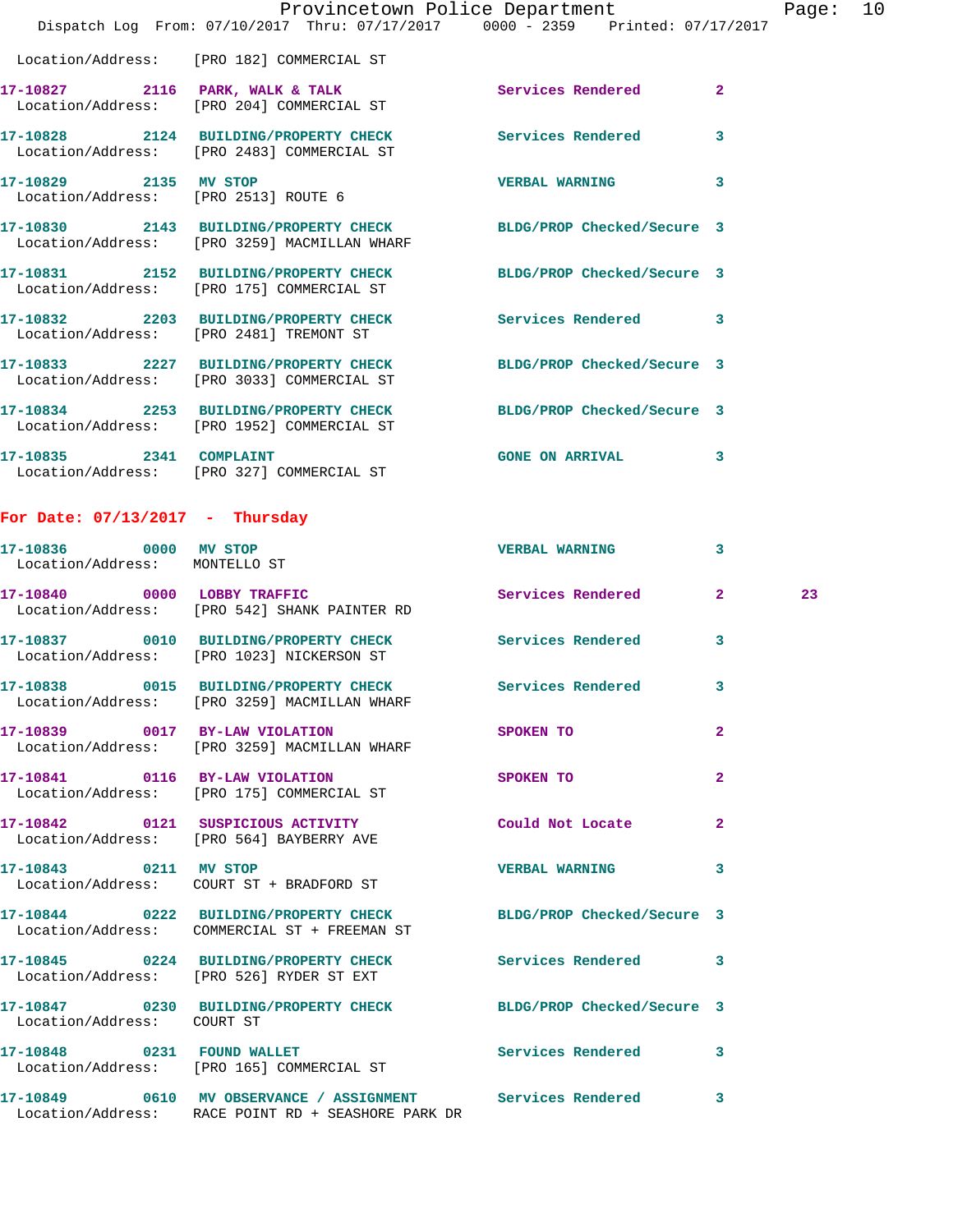Location/Address: [PRO 182] COMMERCIAL ST

| Call # | Time | Call Reason | Action | Priority | |
|---|---|---|---|---|---|
| 17-10827 | 2116 | PARK, WALK & TALK | Services Rendered | 2 | |
| | | Location/Address: [PRO 204] COMMERCIAL ST | | | |
| 17-10828 | 2124 | BUILDING/PROPERTY CHECK | Services Rendered | 3 | |
| | | Location/Address: [PRO 2483] COMMERCIAL ST | | | |
| 17-10829 | 2135 | MV STOP | VERBAL WARNING | 3 | |
| | | Location/Address: [PRO 2513] ROUTE 6 | | | |
| 17-10830 | 2143 | BUILDING/PROPERTY CHECK | BLDG/PROP Checked/Secure | 3 | |
| | | Location/Address: [PRO 3259] MACMILLAN WHARF | | | |
| 17-10831 | 2152 | BUILDING/PROPERTY CHECK | BLDG/PROP Checked/Secure | 3 | |
| | | Location/Address: [PRO 175] COMMERCIAL ST | | | |
| 17-10832 | 2203 | BUILDING/PROPERTY CHECK | Services Rendered | 3 | |
| | | Location/Address: [PRO 2481] TREMONT ST | | | |
| 17-10833 | 2227 | BUILDING/PROPERTY CHECK | BLDG/PROP Checked/Secure | 3 | |
| | | Location/Address: [PRO 3033] COMMERCIAL ST | | | |
| 17-10834 | 2253 | BUILDING/PROPERTY CHECK | BLDG/PROP Checked/Secure | 3 | |
| | | Location/Address: [PRO 1952] COMMERCIAL ST | | | |
| 17-10835 | 2341 | COMPLAINT | GONE ON ARRIVAL | 3 | |
| | | Location/Address: [PRO 327] COMMERCIAL ST | | | |

## For Date: 07/13/2017 - Thursday

| Call # | Time | Call Reason | Action | Priority | |
|---|---|---|---|---|---|
| 17-10836 | 0000 | MV STOP | VERBAL WARNING | 3 | |
| | | Location/Address: MONTELLO ST | | | |
| 17-10840 | 0000 | LOBBY TRAFFIC | Services Rendered | 2 | 23 |
| | | Location/Address: [PRO 542] SHANK PAINTER RD | | | |
| 17-10837 | 0010 | BUILDING/PROPERTY CHECK | Services Rendered | 3 | |
| | | Location/Address: [PRO 1023] NICKERSON ST | | | |
| 17-10838 | 0015 | BUILDING/PROPERTY CHECK | Services Rendered | 3 | |
| | | Location/Address: [PRO 3259] MACMILLAN WHARF | | | |
| 17-10839 | 0017 | BY-LAW VIOLATION | SPOKEN TO | 2 | |
| | | Location/Address: [PRO 3259] MACMILLAN WHARF | | | |
| 17-10841 | 0116 | BY-LAW VIOLATION | SPOKEN TO | 2 | |
| | | Location/Address: [PRO 175] COMMERCIAL ST | | | |
| 17-10842 | 0121 | SUSPICIOUS ACTIVITY | Could Not Locate | 2 | |
| | | Location/Address: [PRO 564] BAYBERRY AVE | | | |
| 17-10843 | 0211 | MV STOP | VERBAL WARNING | 3 | |
| | | Location/Address: COURT ST + BRADFORD ST | | | |
| 17-10844 | 0222 | BUILDING/PROPERTY CHECK | BLDG/PROP Checked/Secure | 3 | |
| | | Location/Address: COMMERCIAL ST + FREEMAN ST | | | |
| 17-10845 | 0224 | BUILDING/PROPERTY CHECK | Services Rendered | 3 | |
| | | Location/Address: [PRO 526] RYDER ST EXT | | | |
| 17-10847 | 0230 | BUILDING/PROPERTY CHECK | BLDG/PROP Checked/Secure | 3 | |
| | | Location/Address: COURT ST | | | |
| 17-10848 | 0231 | FOUND WALLET | Services Rendered | 3 | |
| | | Location/Address: [PRO 165] COMMERCIAL ST | | | |
| 17-10849 | 0610 | MV OBSERVANCE / ASSIGNMENT | Services Rendered | 3 | |
| | | Location/Address: RACE POINT RD + SEASHORE PARK DR | | | |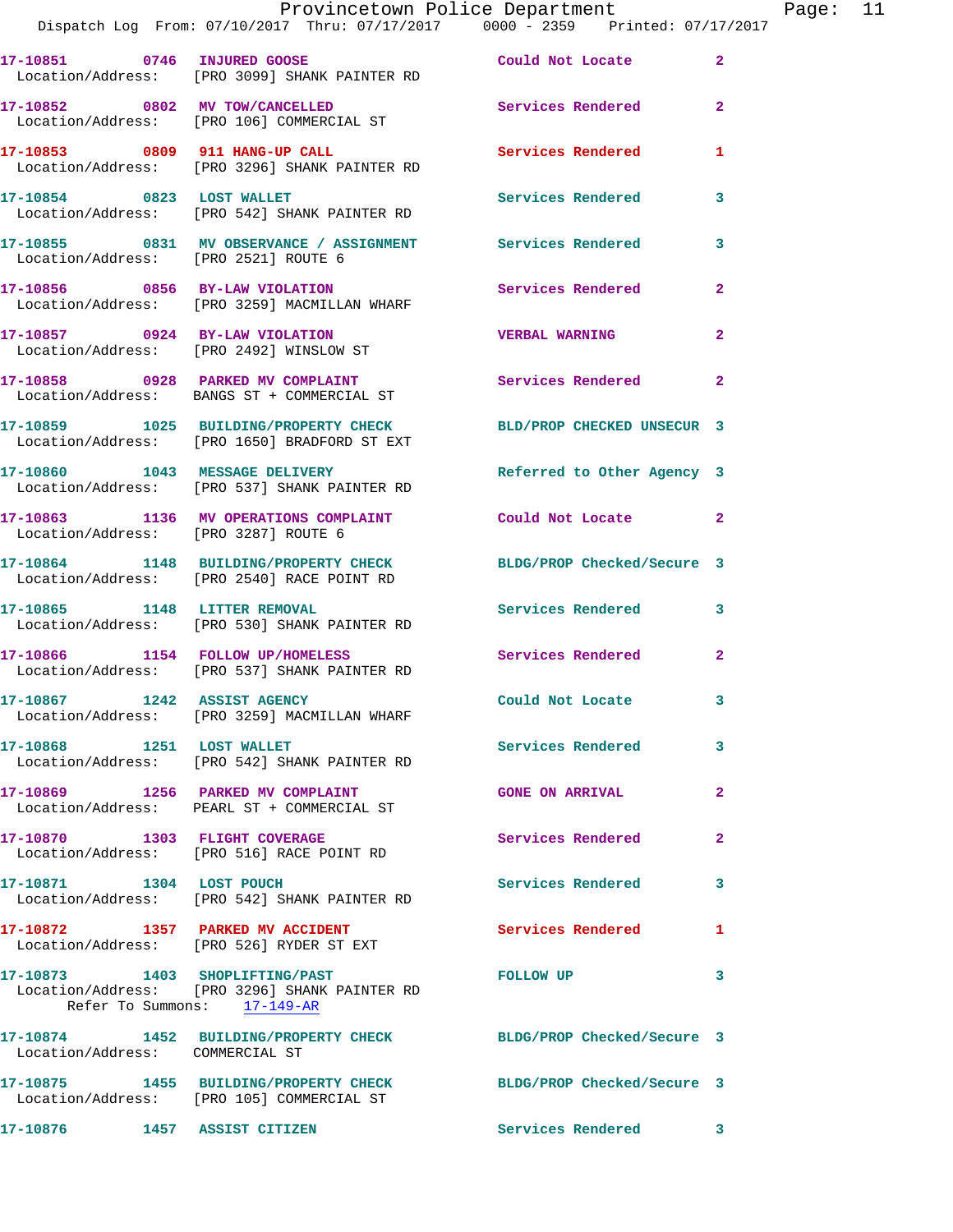17-10851 0746 INJURED GOOSE Could Not Locate 2
Location/Address: [PRO 3099] SHANK PAINTER RD

17-10852 0802 MV TOW/CANCELLED Services Rendered 2
Location/Address: [PRO 106] COMMERCIAL ST

17-10853 0809 911 HANG-UP CALL Services Rendered 1
Location/Address: [PRO 3296] SHANK PAINTER RD

17-10854 0823 LOST WALLET Services Rendered 3
Location/Address: [PRO 542] SHANK PAINTER RD

17-10855 0831 MV OBSERVANCE / ASSIGNMENT Services Rendered 3
Location/Address: [PRO 2521] ROUTE 6

17-10856 0856 BY-LAW VIOLATION Services Rendered 2
Location/Address: [PRO 3259] MACMILLAN WHARF

17-10857 0924 BY-LAW VIOLATION VERBAL WARNING 2
Location/Address: [PRO 2492] WINSLOW ST

17-10858 0928 PARKED MV COMPLAINT Services Rendered 2
Location/Address: BANGS ST + COMMERCIAL ST

17-10859 1025 BUILDING/PROPERTY CHECK BLD/PROP CHECKED UNSECUR 3
Location/Address: [PRO 1650] BRADFORD ST EXT

17-10860 1043 MESSAGE DELIVERY Referred to Other Agency 3
Location/Address: [PRO 537] SHANK PAINTER RD

17-10863 1136 MV OPERATIONS COMPLAINT Could Not Locate 2
Location/Address: [PRO 3287] ROUTE 6

17-10864 1148 BUILDING/PROPERTY CHECK BLDG/PROP Checked/Secure 3
Location/Address: [PRO 2540] RACE POINT RD

17-10865 1148 LITTER REMOVAL Services Rendered 3
Location/Address: [PRO 530] SHANK PAINTER RD

17-10866 1154 FOLLOW UP/HOMELESS Services Rendered 2
Location/Address: [PRO 537] SHANK PAINTER RD

17-10867 1242 ASSIST AGENCY Could Not Locate 3
Location/Address: [PRO 3259] MACMILLAN WHARF

17-10868 1251 LOST WALLET Services Rendered 3
Location/Address: [PRO 542] SHANK PAINTER RD

17-10869 1256 PARKED MV COMPLAINT GONE ON ARRIVAL 2
Location/Address: PEARL ST + COMMERCIAL ST

17-10870 1303 FLIGHT COVERAGE Services Rendered 2
Location/Address: [PRO 516] RACE POINT RD

17-10871 1304 LOST POUCH Services Rendered 3
Location/Address: [PRO 542] SHANK PAINTER RD

17-10872 1357 PARKED MV ACCIDENT Services Rendered 1
Location/Address: [PRO 526] RYDER ST EXT

17-10873 1403 SHOPLIFTING/PAST FOLLOW UP 3
Location/Address: [PRO 3296] SHANK PAINTER RD
Refer To Summons: 17-149-AR

17-10874 1452 BUILDING/PROPERTY CHECK BLDG/PROP Checked/Secure 3
Location/Address: COMMERCIAL ST

17-10875 1455 BUILDING/PROPERTY CHECK BLDG/PROP Checked/Secure 3
Location/Address: [PRO 105] COMMERCIAL ST

17-10876 1457 ASSIST CITIZEN Services Rendered 3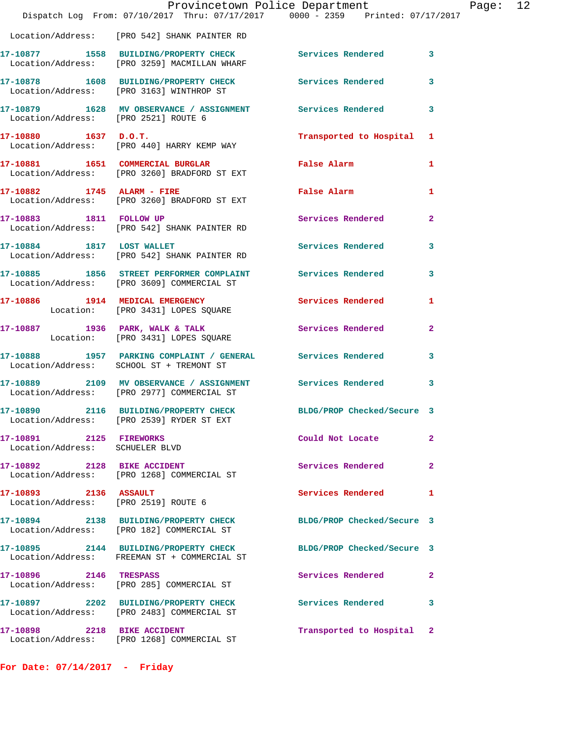Location/Address: [PRO 542] SHANK PAINTER RD

| Call # | Time | Call Type | Disposition | Priority |
|---|---|---|---|---|
| 17-10877 | 1558 | BUILDING/PROPERTY CHECK | Services Rendered | 3 |
| | | Location/Address: [PRO 3259] MACMILLAN WHARF | | |
| 17-10878 | 1608 | BUILDING/PROPERTY CHECK | Services Rendered | 3 |
| | | Location/Address: [PRO 3163] WINTHROP ST | | |
| 17-10879 | 1628 | MV OBSERVANCE / ASSIGNMENT | Services Rendered | 3 |
| | | Location/Address: [PRO 2521] ROUTE 6 | | |
| 17-10880 | 1637 | D.O.T. | Transported to Hospital | 1 |
| | | Location/Address: [PRO 440] HARRY KEMP WAY | | |
| 17-10881 | 1651 | COMMERCIAL BURGLAR | False Alarm | 1 |
| | | Location/Address: [PRO 3260] BRADFORD ST EXT | | |
| 17-10882 | 1745 | ALARM - FIRE | False Alarm | 1 |
| | | Location/Address: [PRO 3260] BRADFORD ST EXT | | |
| 17-10883 | 1811 | FOLLOW UP | Services Rendered | 2 |
| | | Location/Address: [PRO 542] SHANK PAINTER RD | | |
| 17-10884 | 1817 | LOST WALLET | Services Rendered | 3 |
| | | Location/Address: [PRO 542] SHANK PAINTER RD | | |
| 17-10885 | 1856 | STREET PERFORMER COMPLAINT | Services Rendered | 3 |
| | | Location/Address: [PRO 3609] COMMERCIAL ST | | |
| 17-10886 | 1914 | MEDICAL EMERGENCY | Services Rendered | 1 |
| | | Location: [PRO 3431] LOPES SQUARE | | |
| 17-10887 | 1936 | PARK, WALK & TALK | Services Rendered | 2 |
| | | Location: [PRO 3431] LOPES SQUARE | | |
| 17-10888 | 1957 | PARKING COMPLAINT / GENERAL | Services Rendered | 3 |
| | | Location/Address: SCHOOL ST + TREMONT ST | | |
| 17-10889 | 2109 | MV OBSERVANCE / ASSIGNMENT | Services Rendered | 3 |
| | | Location/Address: [PRO 2977] COMMERCIAL ST | | |
| 17-10890 | 2116 | BUILDING/PROPERTY CHECK | BLDG/PROP Checked/Secure | 3 |
| | | Location/Address: [PRO 2539] RYDER ST EXT | | |
| 17-10891 | 2125 | FIREWORKS | Could Not Locate | 2 |
| | | Location/Address: SCHUELER BLVD | | |
| 17-10892 | 2128 | BIKE ACCIDENT | Services Rendered | 2 |
| | | Location/Address: [PRO 1268] COMMERCIAL ST | | |
| 17-10893 | 2136 | ASSAULT | Services Rendered | 1 |
| | | Location/Address: [PRO 2519] ROUTE 6 | | |
| 17-10894 | 2138 | BUILDING/PROPERTY CHECK | BLDG/PROP Checked/Secure | 3 |
| | | Location/Address: [PRO 182] COMMERCIAL ST | | |
| 17-10895 | 2144 | BUILDING/PROPERTY CHECK | BLDG/PROP Checked/Secure | 3 |
| | | Location/Address: FREEMAN ST + COMMERCIAL ST | | |
| 17-10896 | 2146 | TRESPASS | Services Rendered | 2 |
| | | Location/Address: [PRO 285] COMMERCIAL ST | | |
| 17-10897 | 2202 | BUILDING/PROPERTY CHECK | Services Rendered | 3 |
| | | Location/Address: [PRO 2483] COMMERCIAL ST | | |
| 17-10898 | 2218 | BIKE ACCIDENT | Transported to Hospital | 2 |
| | | Location/Address: [PRO 1268] COMMERCIAL ST | | |

**For Date: 07/14/2017 - Friday**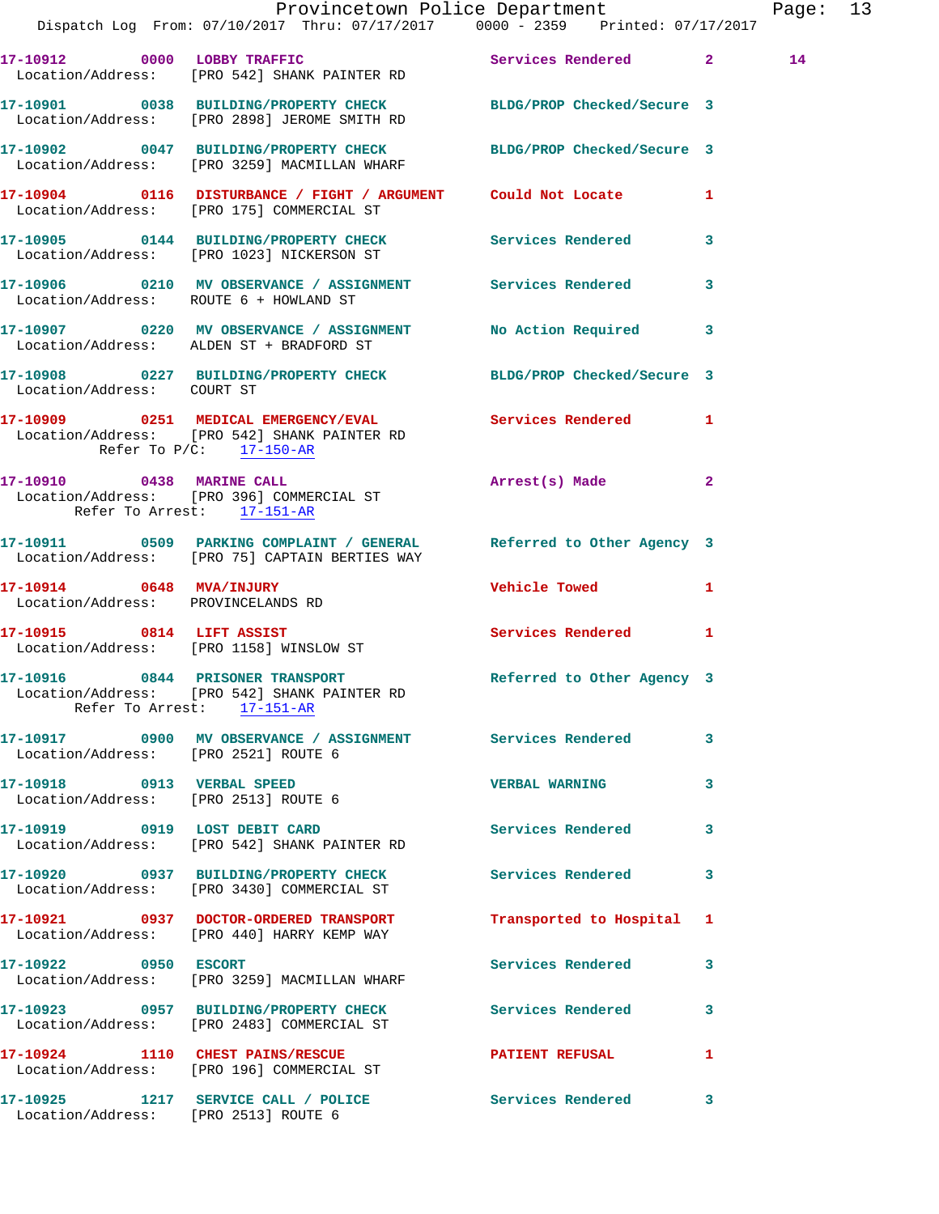Provincetown Police Department
Dispatch Log From: 07/10/2017 Thru: 07/17/2017 0000 - 2359 Printed: 07/17/2017

**17-10912 0000 LOBBY TRAFFIC** Services Rendered 2 14
Location/Address: [PRO 542] SHANK PAINTER RD

**17-10901 0038 BUILDING/PROPERTY CHECK** BLDG/PROP Checked/Secure 3
Location/Address: [PRO 2898] JEROME SMITH RD

**17-10902 0047 BUILDING/PROPERTY CHECK** BLDG/PROP Checked/Secure 3
Location/Address: [PRO 3259] MACMILLAN WHARF

**17-10904 0116 DISTURBANCE / FIGHT / ARGUMENT** Could Not Locate 1
Location/Address: [PRO 175] COMMERCIAL ST

**17-10905 0144 BUILDING/PROPERTY CHECK** Services Rendered 3
Location/Address: [PRO 1023] NICKERSON ST

**17-10906 0210 MV OBSERVANCE / ASSIGNMENT** Services Rendered 3
Location/Address: ROUTE 6 + HOWLAND ST

**17-10907 0220 MV OBSERVANCE / ASSIGNMENT** No Action Required 3
Location/Address: ALDEN ST + BRADFORD ST

**17-10908 0227 BUILDING/PROPERTY CHECK** BLDG/PROP Checked/Secure 3
Location/Address: COURT ST

**17-10909 0251 MEDICAL EMERGENCY/EVAL** Services Rendered 1
Location/Address: [PRO 542] SHANK PAINTER RD
Refer To P/C: 17-150-AR

**17-10910 0438 MARINE CALL** Arrest(s) Made 2
Location/Address: [PRO 396] COMMERCIAL ST
Refer To Arrest: 17-151-AR

**17-10911 0509 PARKING COMPLAINT / GENERAL** Referred to Other Agency 3
Location/Address: [PRO 75] CAPTAIN BERTIES WAY

**17-10914 0648 MVA/INJURY** Vehicle Towed 1
Location/Address: PROVINCELANDS RD

**17-10915 0814 LIFT ASSIST** Services Rendered 1
Location/Address: [PRO 1158] WINSLOW ST

**17-10916 0844 PRISONER TRANSPORT** Referred to Other Agency 3
Location/Address: [PRO 542] SHANK PAINTER RD
Refer To Arrest: 17-151-AR

**17-10917 0900 MV OBSERVANCE / ASSIGNMENT** Services Rendered 3
Location/Address: [PRO 2521] ROUTE 6

**17-10918 0913 VERBAL SPEED** VERBAL WARNING 3
Location/Address: [PRO 2513] ROUTE 6

**17-10919 0919 LOST DEBIT CARD** Services Rendered 3
Location/Address: [PRO 542] SHANK PAINTER RD

**17-10920 0937 BUILDING/PROPERTY CHECK** Services Rendered 3
Location/Address: [PRO 3430] COMMERCIAL ST

**17-10921 0937 DOCTOR-ORDERED TRANSPORT** Transported to Hospital 1
Location/Address: [PRO 440] HARRY KEMP WAY

**17-10922 0950 ESCORT** Services Rendered 3
Location/Address: [PRO 3259] MACMILLAN WHARF

**17-10923 0957 BUILDING/PROPERTY CHECK** Services Rendered 3
Location/Address: [PRO 2483] COMMERCIAL ST

**17-10924 1110 CHEST PAINS/RESCUE** PATIENT REFUSAL 1
Location/Address: [PRO 196] COMMERCIAL ST

**17-10925 1217 SERVICE CALL / POLICE** Services Rendered 3
Location/Address: [PRO 2513] ROUTE 6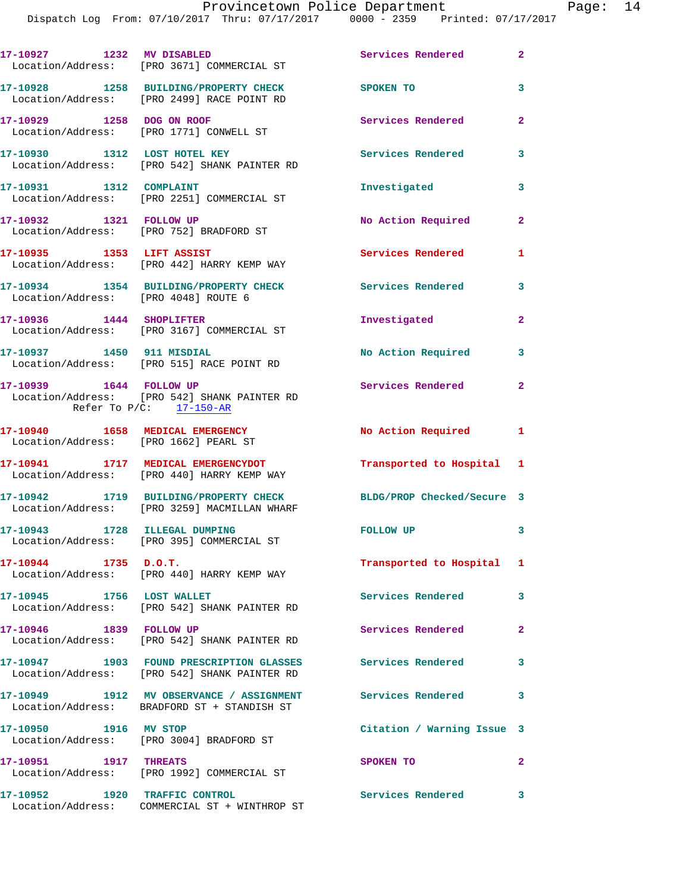17-10927 1232 MV DISABLED Services Rendered 2
Location/Address: [PRO 3671] COMMERCIAL ST

17-10928 1258 BUILDING/PROPERTY CHECK SPOKEN TO 3
Location/Address: [PRO 2499] RACE POINT RD

17-10929 1258 DOG ON ROOF Services Rendered 2
Location/Address: [PRO 1771] CONWELL ST

17-10930 1312 LOST HOTEL KEY Services Rendered 3
Location/Address: [PRO 542] SHANK PAINTER RD

17-10931 1312 COMPLAINT Investigated 3
Location/Address: [PRO 2251] COMMERCIAL ST

17-10932 1321 FOLLOW UP No Action Required 2
Location/Address: [PRO 752] BRADFORD ST

17-10935 1353 LIFT ASSIST Services Rendered 1
Location/Address: [PRO 442] HARRY KEMP WAY

17-10934 1354 BUILDING/PROPERTY CHECK Services Rendered 3
Location/Address: [PRO 4048] ROUTE 6

17-10936 1444 SHOPLIFTER Investigated 2
Location/Address: [PRO 3167] COMMERCIAL ST

17-10937 1450 911 MISDIAL No Action Required 3
Location/Address: [PRO 515] RACE POINT RD

17-10939 1644 FOLLOW UP Services Rendered 2
Location/Address: [PRO 542] SHANK PAINTER RD
Refer To P/C: 17-150-AR

17-10940 1658 MEDICAL EMERGENCY No Action Required 1
Location/Address: [PRO 1662] PEARL ST

17-10941 1717 MEDICAL EMERGENCYDOT Transported to Hospital 1
Location/Address: [PRO 440] HARRY KEMP WAY

17-10942 1719 BUILDING/PROPERTY CHECK BLDG/PROP Checked/Secure 3
Location/Address: [PRO 3259] MACMILLAN WHARF

17-10943 1728 ILLEGAL DUMPING FOLLOW UP 3
Location/Address: [PRO 395] COMMERCIAL ST

17-10944 1735 D.O.T. Transported to Hospital 1
Location/Address: [PRO 440] HARRY KEMP WAY

17-10945 1756 LOST WALLET Services Rendered 3
Location/Address: [PRO 542] SHANK PAINTER RD

17-10946 1839 FOLLOW UP Services Rendered 2
Location/Address: [PRO 542] SHANK PAINTER RD

17-10947 1903 FOUND PRESCRIPTION GLASSES Services Rendered 3
Location/Address: [PRO 542] SHANK PAINTER RD

17-10949 1912 MV OBSERVANCE / ASSIGNMENT Services Rendered 3
Location/Address: BRADFORD ST + STANDISH ST

17-10950 1916 MV STOP Citation / Warning Issue 3
Location/Address: [PRO 3004] BRADFORD ST

17-10951 1917 THREATS SPOKEN TO 2
Location/Address: [PRO 1992] COMMERCIAL ST

17-10952 1920 TRAFFIC CONTROL Services Rendered 3
Location/Address: COMMERCIAL ST + WINTHROP ST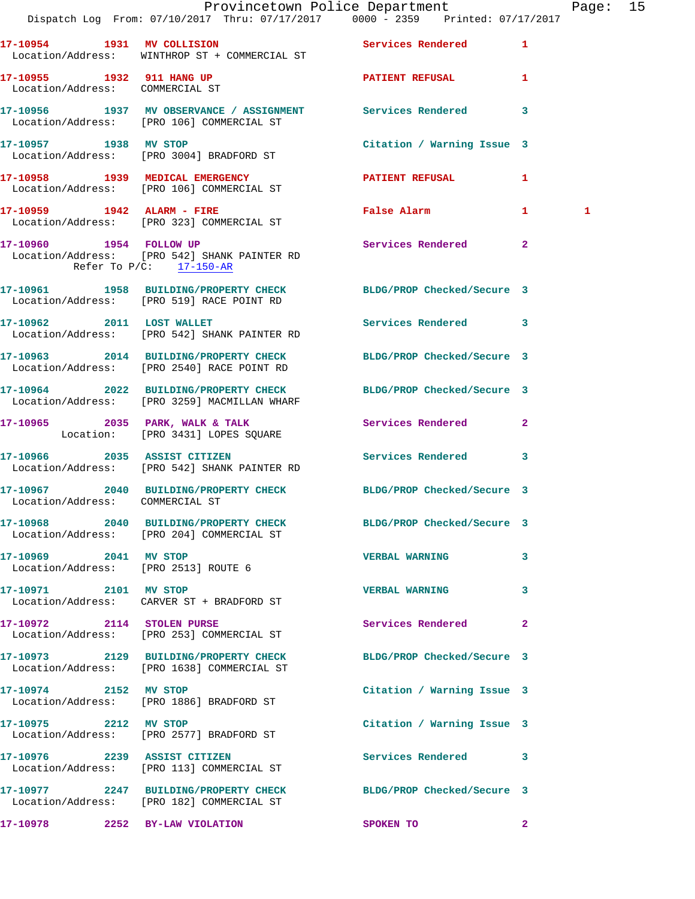17-10954 1931 MV COLLISION Services Rendered 1
Location/Address: WINTHROP ST + COMMERCIAL ST

17-10955 1932 911 HANG UP PATIENT REFUSAL 1
Location/Address: COMMERCIAL ST

17-10956 1937 MV OBSERVANCE / ASSIGNMENT Services Rendered 3
Location/Address: [PRO 106] COMMERCIAL ST

17-10957 1938 MV STOP Citation / Warning Issue 3
Location/Address: [PRO 3004] BRADFORD ST

17-10958 1939 MEDICAL EMERGENCY PATIENT REFUSAL 1
Location/Address: [PRO 106] COMMERCIAL ST

17-10959 1942 ALARM - FIRE False Alarm 1 1
Location/Address: [PRO 323] COMMERCIAL ST

17-10960 1954 FOLLOW UP Services Rendered 2
Location/Address: [PRO 542] SHANK PAINTER RD
Refer To P/C: 17-150-AR

17-10961 1958 BUILDING/PROPERTY CHECK BLDG/PROP Checked/Secure 3
Location/Address: [PRO 519] RACE POINT RD

17-10962 2011 LOST WALLET Services Rendered 3
Location/Address: [PRO 542] SHANK PAINTER RD

17-10963 2014 BUILDING/PROPERTY CHECK BLDG/PROP Checked/Secure 3
Location/Address: [PRO 2540] RACE POINT RD

17-10964 2022 BUILDING/PROPERTY CHECK BLDG/PROP Checked/Secure 3
Location/Address: [PRO 3259] MACMILLAN WHARF

17-10965 2035 PARK, WALK & TALK Services Rendered 2
Location: [PRO 3431] LOPES SQUARE

17-10966 2035 ASSIST CITIZEN Services Rendered 3
Location/Address: [PRO 542] SHANK PAINTER RD

17-10967 2040 BUILDING/PROPERTY CHECK BLDG/PROP Checked/Secure 3
Location/Address: COMMERCIAL ST

17-10968 2040 BUILDING/PROPERTY CHECK BLDG/PROP Checked/Secure 3
Location/Address: [PRO 204] COMMERCIAL ST

17-10969 2041 MV STOP VERBAL WARNING 3
Location/Address: [PRO 2513] ROUTE 6

17-10971 2101 MV STOP VERBAL WARNING 3
Location/Address: CARVER ST + BRADFORD ST

17-10972 2114 STOLEN PURSE Services Rendered 2
Location/Address: [PRO 253] COMMERCIAL ST

17-10973 2129 BUILDING/PROPERTY CHECK BLDG/PROP Checked/Secure 3
Location/Address: [PRO 1638] COMMERCIAL ST

17-10974 2152 MV STOP Citation / Warning Issue 3
Location/Address: [PRO 1886] BRADFORD ST

17-10975 2212 MV STOP Citation / Warning Issue 3
Location/Address: [PRO 2577] BRADFORD ST

17-10976 2239 ASSIST CITIZEN Services Rendered 3
Location/Address: [PRO 113] COMMERCIAL ST

17-10977 2247 BUILDING/PROPERTY CHECK BLDG/PROP Checked/Secure 3
Location/Address: [PRO 182] COMMERCIAL ST

17-10978 2252 BY-LAW VIOLATION SPOKEN TO 2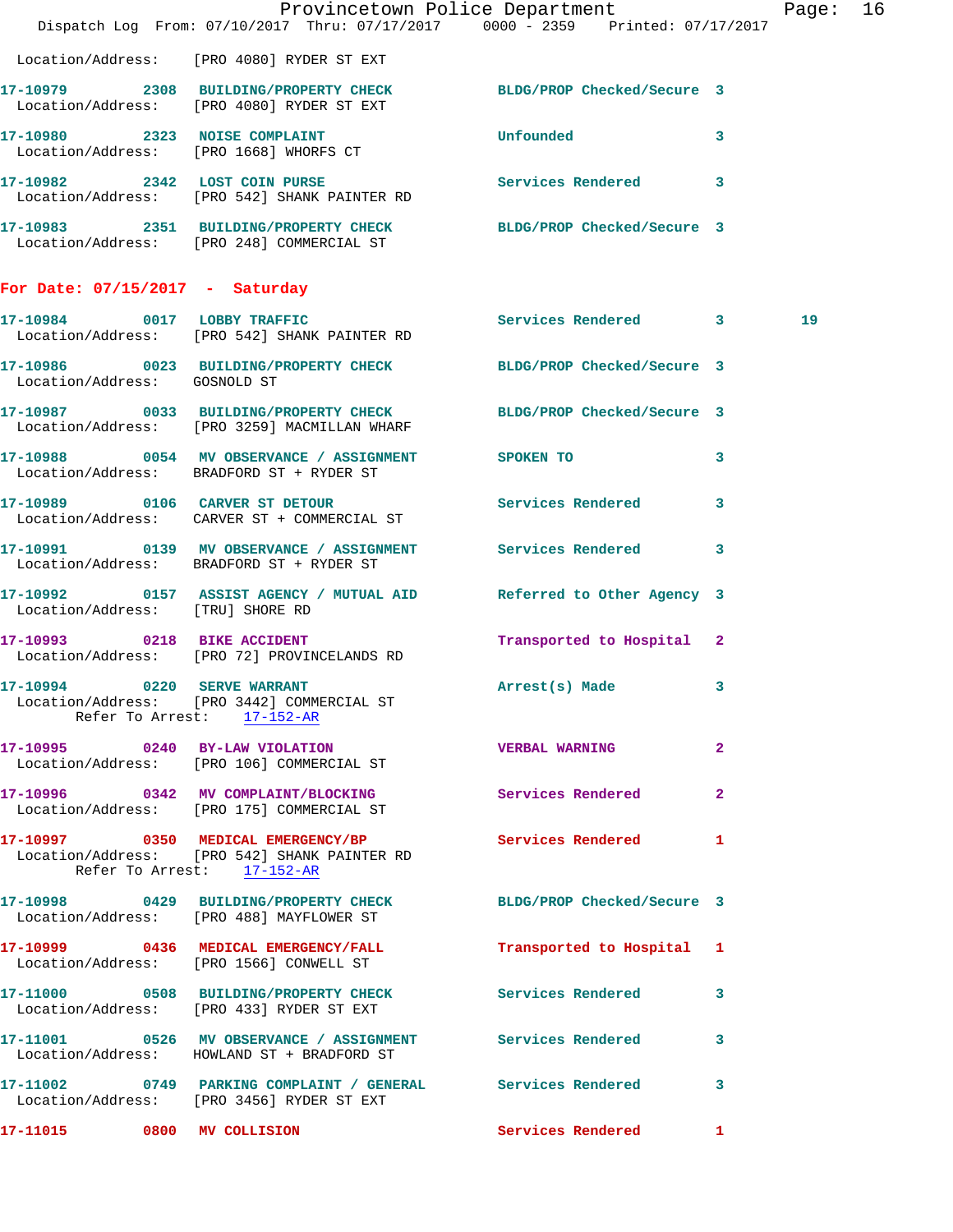Location/Address: [PRO 4080] RYDER ST EXT

**17-10979** 2308 **BUILDING/PROPERTY CHECK** BLDG/PROP Checked/Secure 3
Location/Address: [PRO 4080] RYDER ST EXT

**17-10980** 2323 **NOISE COMPLAINT** Unfounded 3
Location/Address: [PRO 1668] WHORFS CT

**17-10982** 2342 **LOST COIN PURSE** Services Rendered 3
Location/Address: [PRO 542] SHANK PAINTER RD

**17-10983** 2351 **BUILDING/PROPERTY CHECK** BLDG/PROP Checked/Secure 3
Location/Address: [PRO 248] COMMERCIAL ST

## For Date: 07/15/2017 - Saturday

**17-10984** 0017 **LOBBY TRAFFIC** Services Rendered 3 19
Location/Address: [PRO 542] SHANK PAINTER RD

**17-10986** 0023 **BUILDING/PROPERTY CHECK** BLDG/PROP Checked/Secure 3
Location/Address: GOSNOLD ST

**17-10987** 0033 **BUILDING/PROPERTY CHECK** BLDG/PROP Checked/Secure 3
Location/Address: [PRO 3259] MACMILLAN WHARF

**17-10988** 0054 **MV OBSERVANCE / ASSIGNMENT** SPOKEN TO 3
Location/Address: BRADFORD ST + RYDER ST

**17-10989** 0106 **CARVER ST DETOUR** Services Rendered 3
Location/Address: CARVER ST + COMMERCIAL ST

**17-10991** 0139 **MV OBSERVANCE / ASSIGNMENT** Services Rendered 3
Location/Address: BRADFORD ST + RYDER ST

**17-10992** 0157 **ASSIST AGENCY / MUTUAL AID** Referred to Other Agency 3
Location/Address: [TRU] SHORE RD

**17-10993** 0218 **BIKE ACCIDENT** Transported to Hospital 2
Location/Address: [PRO 72] PROVINCELANDS RD

**17-10994** 0220 **SERVE WARRANT** Arrest(s) Made 3
Location/Address: [PRO 3442] COMMERCIAL ST
Refer To Arrest: 17-152-AR

**17-10995** 0240 **BY-LAW VIOLATION** VERBAL WARNING 2
Location/Address: [PRO 106] COMMERCIAL ST

**17-10996** 0342 **MV COMPLAINT/BLOCKING** Services Rendered 2
Location/Address: [PRO 175] COMMERCIAL ST

**17-10997** 0350 **MEDICAL EMERGENCY/BP** Services Rendered 1
Location/Address: [PRO 542] SHANK PAINTER RD
Refer To Arrest: 17-152-AR

**17-10998** 0429 **BUILDING/PROPERTY CHECK** BLDG/PROP Checked/Secure 3
Location/Address: [PRO 488] MAYFLOWER ST

**17-10999** 0436 **MEDICAL EMERGENCY/FALL** Transported to Hospital 1
Location/Address: [PRO 1566] CONWELL ST

**17-11000** 0508 **BUILDING/PROPERTY CHECK** Services Rendered 3
Location/Address: [PRO 433] RYDER ST EXT

**17-11001** 0526 **MV OBSERVANCE / ASSIGNMENT** Services Rendered 3
Location/Address: HOWLAND ST + BRADFORD ST

**17-11002** 0749 **PARKING COMPLAINT / GENERAL** Services Rendered 3
Location/Address: [PRO 3456] RYDER ST EXT

**17-11015** 0800 **MV COLLISION** Services Rendered 1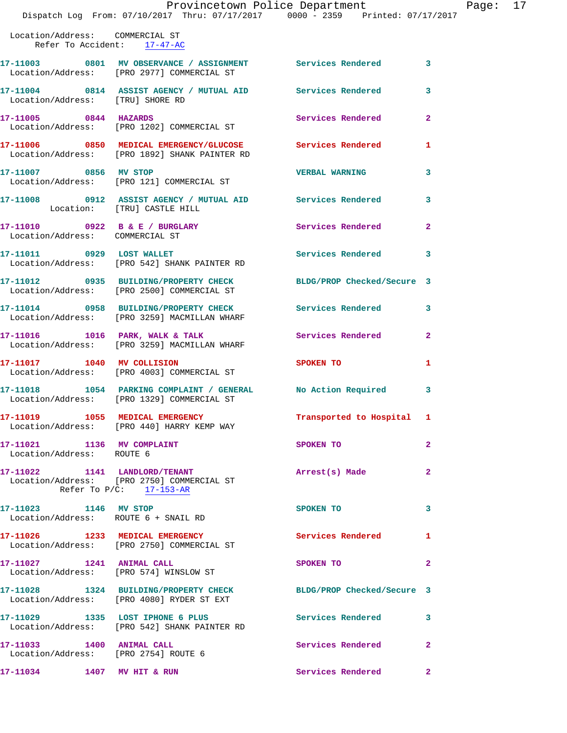Location/Address: COMMERCIAL ST
Refer To Accident: 17-47-AC

| Call # | Time | Call Reason | Action | Priority |
|---|---|---|---|---|
| 17-11003 | 0801 | MV OBSERVANCE / ASSIGNMENT | Services Rendered | 3 |

Location/Address: [PRO 2977] COMMERCIAL ST

17-11004 0814 ASSIST AGENCY / MUTUAL AID — Services Rendered — 3
Location/Address: [TRU] SHORE RD

17-11005 0844 HAZARDS — Services Rendered — 2
Location/Address: [PRO 1202] COMMERCIAL ST

17-11006 0850 MEDICAL EMERGENCY/GLUCOSE — Services Rendered — 1
Location/Address: [PRO 1892] SHANK PAINTER RD

17-11007 0856 MV STOP — VERBAL WARNING — 3
Location/Address: [PRO 121] COMMERCIAL ST

17-11008 0912 ASSIST AGENCY / MUTUAL AID — Services Rendered — 3
Location: [TRU] CASTLE HILL

17-11010 0922 B & E / BURGLARY — Services Rendered — 2
Location/Address: COMMERCIAL ST

17-11011 0929 LOST WALLET — Services Rendered — 3
Location/Address: [PRO 542] SHANK PAINTER RD

17-11012 0935 BUILDING/PROPERTY CHECK — BLDG/PROP Checked/Secure — 3
Location/Address: [PRO 2500] COMMERCIAL ST

17-11014 0958 BUILDING/PROPERTY CHECK — Services Rendered — 3
Location/Address: [PRO 3259] MACMILLAN WHARF

17-11016 1016 PARK, WALK & TALK — Services Rendered — 2
Location/Address: [PRO 3259] MACMILLAN WHARF

17-11017 1040 MV COLLISION — SPOKEN TO — 1
Location/Address: [PRO 4003] COMMERCIAL ST

17-11018 1054 PARKING COMPLAINT / GENERAL — No Action Required — 3
Location/Address: [PRO 1329] COMMERCIAL ST

17-11019 1055 MEDICAL EMERGENCY — Transported to Hospital — 1
Location/Address: [PRO 440] HARRY KEMP WAY

17-11021 1136 MV COMPLAINT — SPOKEN TO — 2
Location/Address: ROUTE 6

17-11022 1141 LANDLORD/TENANT — Arrest(s) Made — 2
Location/Address: [PRO 2750] COMMERCIAL ST
Refer To P/C: 17-153-AR

17-11023 1146 MV STOP — SPOKEN TO — 3
Location/Address: ROUTE 6 + SNAIL RD

17-11026 1233 MEDICAL EMERGENCY — Services Rendered — 1
Location/Address: [PRO 2750] COMMERCIAL ST

17-11027 1241 ANIMAL CALL — SPOKEN TO — 2
Location/Address: [PRO 574] WINSLOW ST

17-11028 1324 BUILDING/PROPERTY CHECK — BLDG/PROP Checked/Secure — 3
Location/Address: [PRO 4080] RYDER ST EXT

17-11029 1335 LOST IPHONE 6 PLUS — Services Rendered — 3
Location/Address: [PRO 542] SHANK PAINTER RD

17-11033 1400 ANIMAL CALL — Services Rendered — 2
Location/Address: [PRO 2754] ROUTE 6

17-11034 1407 MV HIT & RUN — Services Rendered — 2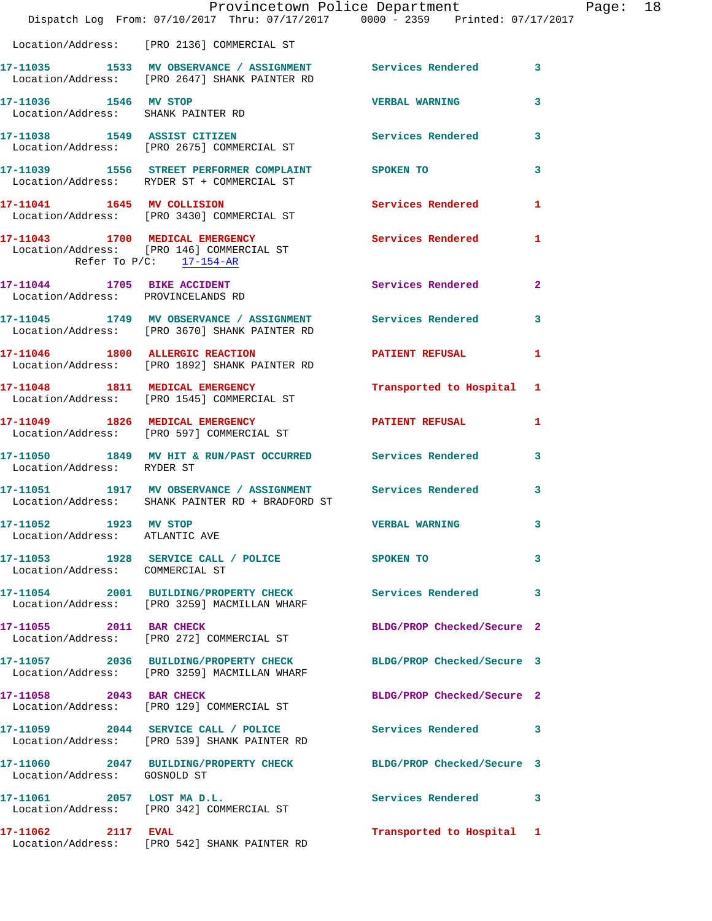Location/Address: [PRO 2136] COMMERCIAL ST

17-11035 1533 MV OBSERVANCE / ASSIGNMENT Services Rendered 3
Location/Address: [PRO 2647] SHANK PAINTER RD

17-11036 1546 MV STOP VERBAL WARNING 3
Location/Address: SHANK PAINTER RD

17-11038 1549 ASSIST CITIZEN Services Rendered 3
Location/Address: [PRO 2675] COMMERCIAL ST

17-11039 1556 STREET PERFORMER COMPLAINT SPOKEN TO 3
Location/Address: RYDER ST + COMMERCIAL ST

17-11041 1645 MV COLLISION Services Rendered 1
Location/Address: [PRO 3430] COMMERCIAL ST

17-11043 1700 MEDICAL EMERGENCY Services Rendered 1
Location/Address: [PRO 146] COMMERCIAL ST
Refer To P/C: 17-154-AR

17-11044 1705 BIKE ACCIDENT Services Rendered 2
Location/Address: PROVINCELANDS RD

17-11045 1749 MV OBSERVANCE / ASSIGNMENT Services Rendered 3
Location/Address: [PRO 3670] SHANK PAINTER RD

17-11046 1800 ALLERGIC REACTION PATIENT REFUSAL 1
Location/Address: [PRO 1892] SHANK PAINTER RD

17-11048 1811 MEDICAL EMERGENCY Transported to Hospital 1
Location/Address: [PRO 1545] COMMERCIAL ST

17-11049 1826 MEDICAL EMERGENCY PATIENT REFUSAL 1
Location/Address: [PRO 597] COMMERCIAL ST

17-11050 1849 MV HIT & RUN/PAST OCCURRED Services Rendered 3
Location/Address: RYDER ST

17-11051 1917 MV OBSERVANCE / ASSIGNMENT Services Rendered 3
Location/Address: SHANK PAINTER RD + BRADFORD ST

17-11052 1923 MV STOP VERBAL WARNING 3
Location/Address: ATLANTIC AVE

17-11053 1928 SERVICE CALL / POLICE SPOKEN TO 3
Location/Address: COMMERCIAL ST

17-11054 2001 BUILDING/PROPERTY CHECK Services Rendered 3
Location/Address: [PRO 3259] MACMILLAN WHARF

17-11055 2011 BAR CHECK BLDG/PROP Checked/Secure 2
Location/Address: [PRO 272] COMMERCIAL ST

17-11057 2036 BUILDING/PROPERTY CHECK BLDG/PROP Checked/Secure 3
Location/Address: [PRO 3259] MACMILLAN WHARF

17-11058 2043 BAR CHECK BLDG/PROP Checked/Secure 2
Location/Address: [PRO 129] COMMERCIAL ST

17-11059 2044 SERVICE CALL / POLICE Services Rendered 3
Location/Address: [PRO 539] SHANK PAINTER RD

17-11060 2047 BUILDING/PROPERTY CHECK BLDG/PROP Checked/Secure 3
Location/Address: GOSNOLD ST

17-11061 2057 LOST MA D.L. Services Rendered 3
Location/Address: [PRO 342] COMMERCIAL ST

17-11062 2117 EVAL Transported to Hospital 1
Location/Address: [PRO 542] SHANK PAINTER RD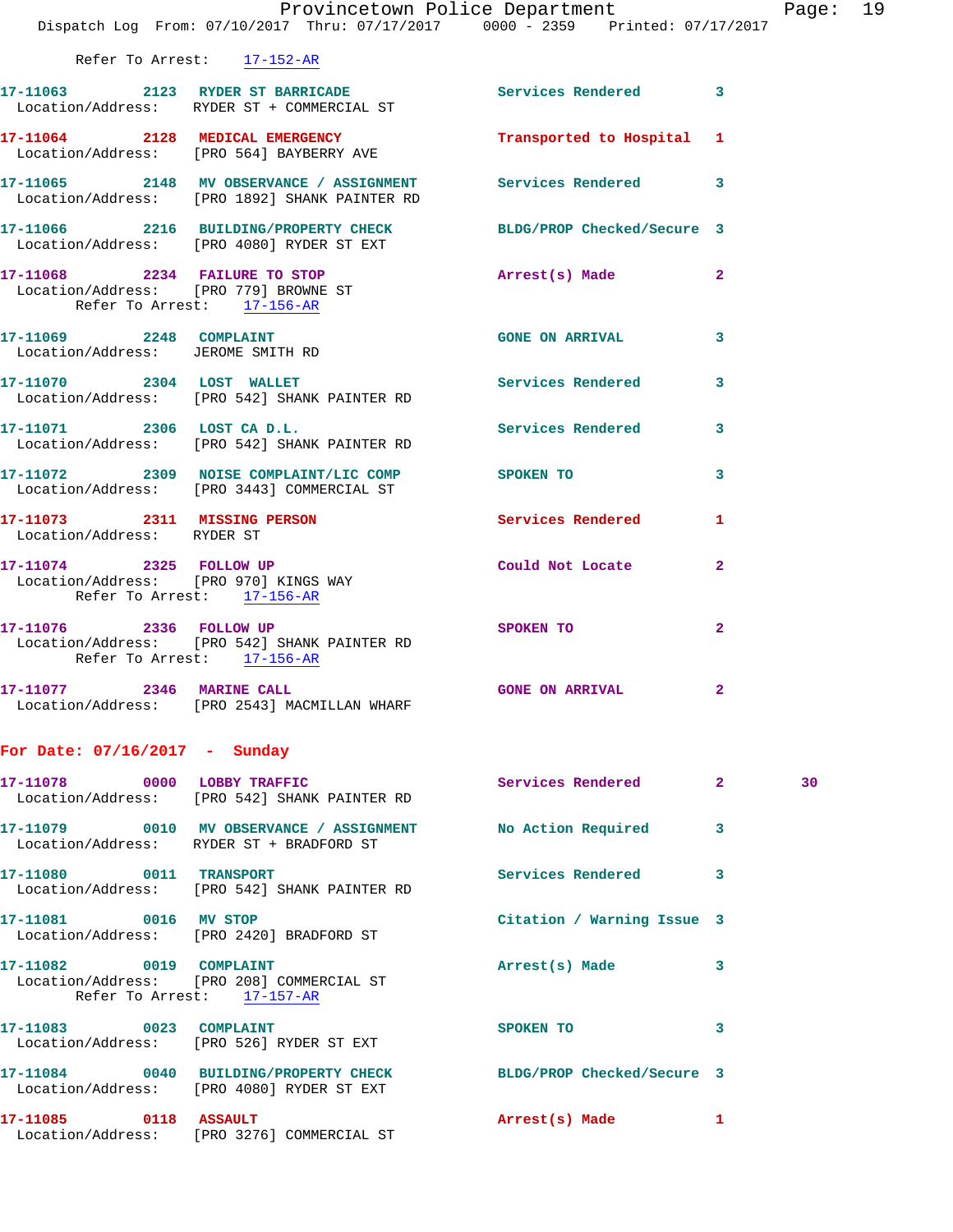Refer To Arrest: 17-152-AR

**17-11063 2123 RYDER ST BARRICADE** Services Rendered 3
Location/Address: RYDER ST + COMMERCIAL ST

**17-11064 2128 MEDICAL EMERGENCY** Transported to Hospital 1
Location/Address: [PRO 564] BAYBERRY AVE

**17-11065 2148 MV OBSERVANCE / ASSIGNMENT** Services Rendered 3
Location/Address: [PRO 1892] SHANK PAINTER RD

**17-11066 2216 BUILDING/PROPERTY CHECK** BLDG/PROP Checked/Secure 3
Location/Address: [PRO 4080] RYDER ST EXT

**17-11068 2234 FAILURE TO STOP** Arrest(s) Made 2
Location/Address: [PRO 779] BROWNE ST
Refer To Arrest: 17-156-AR

**17-11069 2248 COMPLAINT** GONE ON ARRIVAL 3
Location/Address: JEROME SMITH RD

**17-11070 2304 LOST WALLET** Services Rendered 3
Location/Address: [PRO 542] SHANK PAINTER RD

**17-11071 2306 LOST CA D.L.** Services Rendered 3
Location/Address: [PRO 542] SHANK PAINTER RD

**17-11072 2309 NOISE COMPLAINT/LIC COMP** SPOKEN TO 3
Location/Address: [PRO 3443] COMMERCIAL ST

**17-11073 2311 MISSING PERSON** Services Rendered 1
Location/Address: RYDER ST

**17-11074 2325 FOLLOW UP** Could Not Locate 2
Location/Address: [PRO 970] KINGS WAY
Refer To Arrest: 17-156-AR

**17-11076 2336 FOLLOW UP** SPOKEN TO 2
Location/Address: [PRO 542] SHANK PAINTER RD
Refer To Arrest: 17-156-AR

**17-11077 2346 MARINE CALL** GONE ON ARRIVAL 2
Location/Address: [PRO 2543] MACMILLAN WHARF

## For Date: 07/16/2017 - Sunday

**17-11078 0000 LOBBY TRAFFIC** Services Rendered 2 30
Location/Address: [PRO 542] SHANK PAINTER RD

**17-11079 0010 MV OBSERVANCE / ASSIGNMENT** No Action Required 3
Location/Address: RYDER ST + BRADFORD ST

**17-11080 0011 TRANSPORT** Services Rendered 3
Location/Address: [PRO 542] SHANK PAINTER RD

**17-11081 0016 MV STOP** Citation / Warning Issue 3
Location/Address: [PRO 2420] BRADFORD ST

**17-11082 0019 COMPLAINT** Arrest(s) Made 3
Location/Address: [PRO 208] COMMERCIAL ST
Refer To Arrest: 17-157-AR

**17-11083 0023 COMPLAINT** SPOKEN TO 3
Location/Address: [PRO 526] RYDER ST EXT

**17-11084 0040 BUILDING/PROPERTY CHECK** BLDG/PROP Checked/Secure 3
Location/Address: [PRO 4080] RYDER ST EXT

**17-11085 0118 ASSAULT** Arrest(s) Made 1
Location/Address: [PRO 3276] COMMERCIAL ST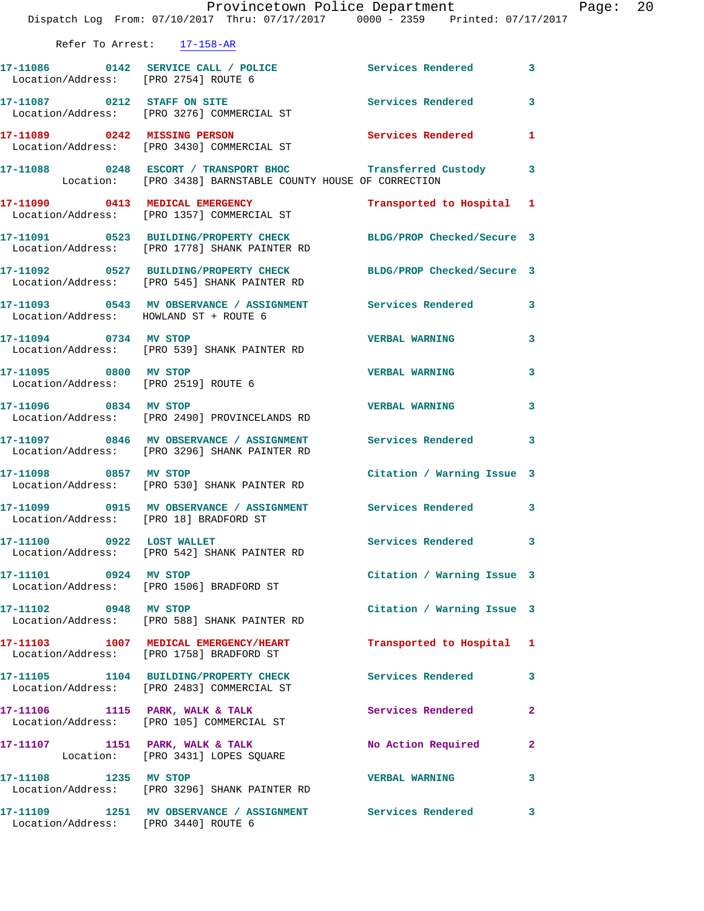Refer To Arrest: 17-158-AR

| Call # | Time | Call Type | Disposition | Priority |
|---|---|---|---|---|
| 17-11086 | 0142 | SERVICE CALL / POLICE | Services Rendered | 3 |
| | | Location/Address: [PRO 2754] ROUTE 6 | | |
| 17-11087 | 0212 | STAFF ON SITE | Services Rendered | 3 |
| | | Location/Address: [PRO 3276] COMMERCIAL ST | | |
| 17-11089 | 0242 | MISSING PERSON | Services Rendered | 1 |
| | | Location/Address: [PRO 3430] COMMERCIAL ST | | |
| 17-11088 | 0248 | ESCORT / TRANSPORT BHOC | Transferred Custody | 3 |
| | | Location: [PRO 3438] BARNSTABLE COUNTY HOUSE OF CORRECTION | | |
| 17-11090 | 0413 | MEDICAL EMERGENCY | Transported to Hospital | 1 |
| | | Location/Address: [PRO 1357] COMMERCIAL ST | | |
| 17-11091 | 0523 | BUILDING/PROPERTY CHECK | BLDG/PROP Checked/Secure | 3 |
| | | Location/Address: [PRO 1778] SHANK PAINTER RD | | |
| 17-11092 | 0527 | BUILDING/PROPERTY CHECK | BLDG/PROP Checked/Secure | 3 |
| | | Location/Address: [PRO 545] SHANK PAINTER RD | | |
| 17-11093 | 0543 | MV OBSERVANCE / ASSIGNMENT | Services Rendered | 3 |
| | | Location/Address: HOWLAND ST + ROUTE 6 | | |
| 17-11094 | 0734 | MV STOP | VERBAL WARNING | 3 |
| | | Location/Address: [PRO 539] SHANK PAINTER RD | | |
| 17-11095 | 0800 | MV STOP | VERBAL WARNING | 3 |
| | | Location/Address: [PRO 2519] ROUTE 6 | | |
| 17-11096 | 0834 | MV STOP | VERBAL WARNING | 3 |
| | | Location/Address: [PRO 2490] PROVINCELANDS RD | | |
| 17-11097 | 0846 | MV OBSERVANCE / ASSIGNMENT | Services Rendered | 3 |
| | | Location/Address: [PRO 3296] SHANK PAINTER RD | | |
| 17-11098 | 0857 | MV STOP | Citation / Warning Issue | 3 |
| | | Location/Address: [PRO 530] SHANK PAINTER RD | | |
| 17-11099 | 0915 | MV OBSERVANCE / ASSIGNMENT | Services Rendered | 3 |
| | | Location/Address: [PRO 18] BRADFORD ST | | |
| 17-11100 | 0922 | LOST WALLET | Services Rendered | 3 |
| | | Location/Address: [PRO 542] SHANK PAINTER RD | | |
| 17-11101 | 0924 | MV STOP | Citation / Warning Issue | 3 |
| | | Location/Address: [PRO 1506] BRADFORD ST | | |
| 17-11102 | 0948 | MV STOP | Citation / Warning Issue | 3 |
| | | Location/Address: [PRO 588] SHANK PAINTER RD | | |
| 17-11103 | 1007 | MEDICAL EMERGENCY/HEART | Transported to Hospital | 1 |
| | | Location/Address: [PRO 1758] BRADFORD ST | | |
| 17-11105 | 1104 | BUILDING/PROPERTY CHECK | Services Rendered | 3 |
| | | Location/Address: [PRO 2483] COMMERCIAL ST | | |
| 17-11106 | 1115 | PARK, WALK & TALK | Services Rendered | 2 |
| | | Location/Address: [PRO 105] COMMERCIAL ST | | |
| 17-11107 | 1151 | PARK, WALK & TALK | No Action Required | 2 |
| | | Location: [PRO 3431] LOPES SQUARE | | |
| 17-11108 | 1235 | MV STOP | VERBAL WARNING | 3 |
| | | Location/Address: [PRO 3296] SHANK PAINTER RD | | |
| 17-11109 | 1251 | MV OBSERVANCE / ASSIGNMENT | Services Rendered | 3 |
| | | Location/Address: [PRO 3440] ROUTE 6 | | |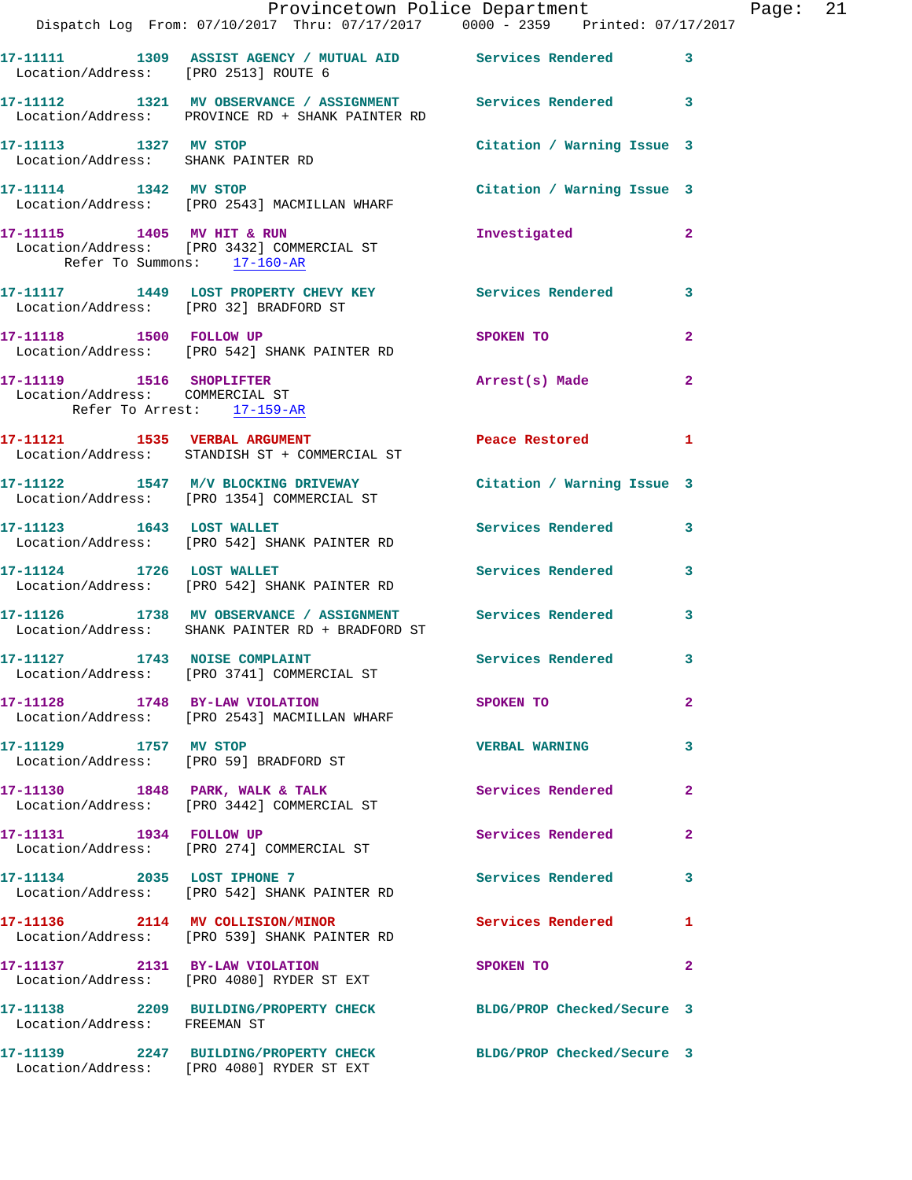17-11111 1309 ASSIST AGENCY / MUTUAL AID Services Rendered 3
Location/Address: [PRO 2513] ROUTE 6

17-11112 1321 MV OBSERVANCE / ASSIGNMENT Services Rendered 3
Location/Address: PROVINCE RD + SHANK PAINTER RD

17-11113 1327 MV STOP Citation / Warning Issue 3
Location/Address: SHANK PAINTER RD

17-11114 1342 MV STOP Citation / Warning Issue 3
Location/Address: [PRO 2543] MACMILLAN WHARF

17-11115 1405 MV HIT & RUN Investigated 2
Location/Address: [PRO 3432] COMMERCIAL ST
Refer To Summons: 17-160-AR

17-11117 1449 LOST PROPERTY CHEVY KEY Services Rendered 3
Location/Address: [PRO 32] BRADFORD ST

17-11118 1500 FOLLOW UP SPOKEN TO 2
Location/Address: [PRO 542] SHANK PAINTER RD

17-11119 1516 SHOPLIFTER Arrest(s) Made 2
Location/Address: COMMERCIAL ST
Refer To Arrest: 17-159-AR

17-11121 1535 VERBAL ARGUMENT Peace Restored 1
Location/Address: STANDISH ST + COMMERCIAL ST

17-11122 1547 M/V BLOCKING DRIVEWAY Citation / Warning Issue 3
Location/Address: [PRO 1354] COMMERCIAL ST

17-11123 1643 LOST WALLET Services Rendered 3
Location/Address: [PRO 542] SHANK PAINTER RD

17-11124 1726 LOST WALLET Services Rendered 3
Location/Address: [PRO 542] SHANK PAINTER RD

17-11126 1738 MV OBSERVANCE / ASSIGNMENT Services Rendered 3
Location/Address: SHANK PAINTER RD + BRADFORD ST

17-11127 1743 NOISE COMPLAINT Services Rendered 3
Location/Address: [PRO 3741] COMMERCIAL ST

17-11128 1748 BY-LAW VIOLATION SPOKEN TO 2
Location/Address: [PRO 2543] MACMILLAN WHARF

17-11129 1757 MV STOP VERBAL WARNING 3
Location/Address: [PRO 59] BRADFORD ST

17-11130 1848 PARK, WALK & TALK Services Rendered 2
Location/Address: [PRO 3442] COMMERCIAL ST

17-11131 1934 FOLLOW UP Services Rendered 2
Location/Address: [PRO 274] COMMERCIAL ST

17-11134 2035 LOST IPHONE 7 Services Rendered 3
Location/Address: [PRO 542] SHANK PAINTER RD

17-11136 2114 MV COLLISION/MINOR Services Rendered 1
Location/Address: [PRO 539] SHANK PAINTER RD

17-11137 2131 BY-LAW VIOLATION SPOKEN TO 2
Location/Address: [PRO 4080] RYDER ST EXT

17-11138 2209 BUILDING/PROPERTY CHECK BLDG/PROP Checked/Secure 3
Location/Address: FREEMAN ST

17-11139 2247 BUILDING/PROPERTY CHECK BLDG/PROP Checked/Secure 3
Location/Address: [PRO 4080] RYDER ST EXT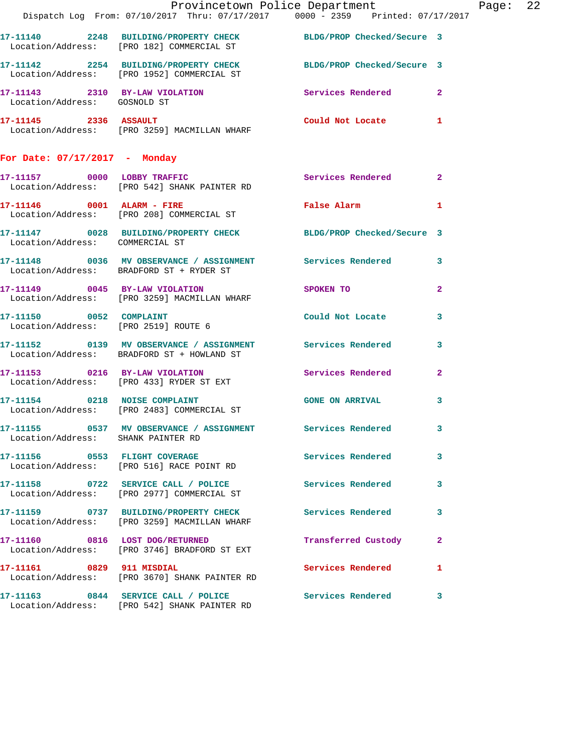17-11140 2248 BUILDING/PROPERTY CHECK BLDG/PROP Checked/Secure 3
Location/Address: [PRO 182] COMMERCIAL ST

17-11142 2254 BUILDING/PROPERTY CHECK BLDG/PROP Checked/Secure 3
Location/Address: [PRO 1952] COMMERCIAL ST

17-11143 2310 BY-LAW VIOLATION Services Rendered 2
Location/Address: GOSNOLD ST

17-11145 2336 ASSAULT Could Not Locate 1
Location/Address: [PRO 3259] MACMILLAN WHARF

## For Date: 07/17/2017 - Monday

17-11157 0000 LOBBY TRAFFIC Services Rendered 2
Location/Address: [PRO 542] SHANK PAINTER RD

17-11146 0001 ALARM - FIRE False Alarm 1
Location/Address: [PRO 208] COMMERCIAL ST

17-11147 0028 BUILDING/PROPERTY CHECK BLDG/PROP Checked/Secure 3
Location/Address: COMMERCIAL ST

17-11148 0036 MV OBSERVANCE / ASSIGNMENT Services Rendered 3
Location/Address: BRADFORD ST + RYDER ST

17-11149 0045 BY-LAW VIOLATION SPOKEN TO 2
Location/Address: [PRO 3259] MACMILLAN WHARF

17-11150 0052 COMPLAINT Could Not Locate 3
Location/Address: [PRO 2519] ROUTE 6

17-11152 0139 MV OBSERVANCE / ASSIGNMENT Services Rendered 3
Location/Address: BRADFORD ST + HOWLAND ST

17-11153 0216 BY-LAW VIOLATION Services Rendered 2
Location/Address: [PRO 433] RYDER ST EXT

17-11154 0218 NOISE COMPLAINT GONE ON ARRIVAL 3
Location/Address: [PRO 2483] COMMERCIAL ST

17-11155 0537 MV OBSERVANCE / ASSIGNMENT Services Rendered 3
Location/Address: SHANK PAINTER RD

17-11156 0553 FLIGHT COVERAGE Services Rendered 3
Location/Address: [PRO 516] RACE POINT RD

17-11158 0722 SERVICE CALL / POLICE Services Rendered 3
Location/Address: [PRO 2977] COMMERCIAL ST

17-11159 0737 BUILDING/PROPERTY CHECK Services Rendered 3
Location/Address: [PRO 3259] MACMILLAN WHARF

17-11160 0816 LOST DOG/RETURNED Transferred Custody 2
Location/Address: [PRO 3746] BRADFORD ST EXT

17-11161 0829 911 MISDIAL Services Rendered 1
Location/Address: [PRO 3670] SHANK PAINTER RD

17-11163 0844 SERVICE CALL / POLICE Services Rendered 3
Location/Address: [PRO 542] SHANK PAINTER RD